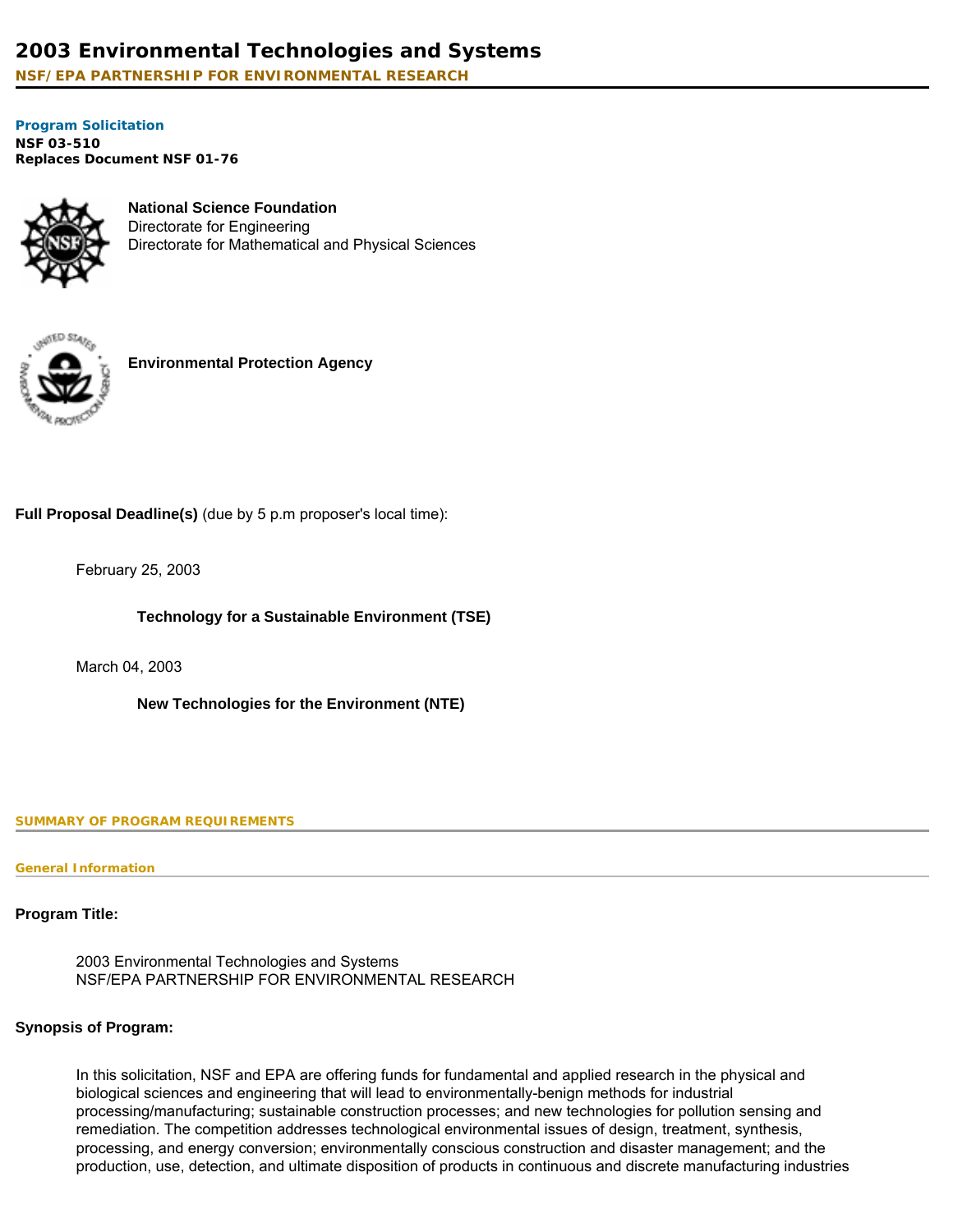# 2003 Environmental Technologies and Systems

**NSF/EPA PARTNERSHIP FOR ENVIRONMENTAL RESEARCH**

**Program Solicitation**
**NSF 03-510**
**Replaces Document NSF 01-76**

**National Science Foundation**
Directorate for Engineering
Directorate for Mathematical and Physical Sciences

**Environmental Protection Agency**

**Full Proposal Deadline(s)** (due by 5 p.m proposer's local time):

February 25, 2003

**Technology for a Sustainable Environment (TSE)**

March 04, 2003

**New Technologies for the Environment (NTE)**

## SUMMARY OF PROGRAM REQUIREMENTS

### General Information

**Program Title:**

2003 Environmental Technologies and Systems
NSF/EPA PARTNERSHIP FOR ENVIRONMENTAL RESEARCH

**Synopsis of Program:**

In this solicitation, NSF and EPA are offering funds for fundamental and applied research in the physical and biological sciences and engineering that will lead to environmentally-benign methods for industrial processing/manufacturing; sustainable construction processes; and new technologies for pollution sensing and remediation. The competition addresses technological environmental issues of design, treatment, synthesis, processing, and energy conversion; environmentally conscious construction and disaster management; and the production, use, detection, and ultimate disposition of products in continuous and discrete manufacturing industries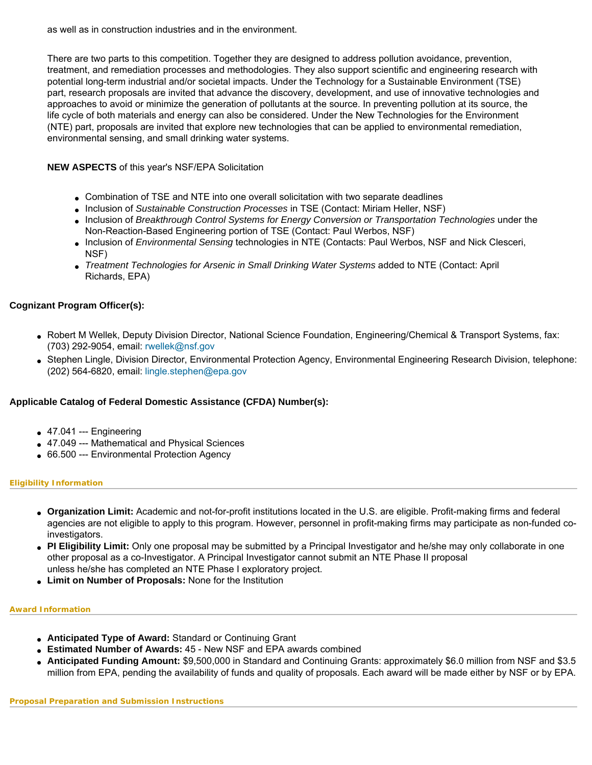as well as in construction industries and in the environment.

There are two parts to this competition. Together they are designed to address pollution avoidance, prevention, treatment, and remediation processes and methodologies. They also support scientific and engineering research with potential long-term industrial and/or societal impacts. Under the Technology for a Sustainable Environment (TSE) part, research proposals are invited that advance the discovery, development, and use of innovative technologies and approaches to avoid or minimize the generation of pollutants at the source. In preventing pollution at its source, the life cycle of both materials and energy can also be considered. Under the New Technologies for the Environment (NTE) part, proposals are invited that explore new technologies that can be applied to environmental remediation, environmental sensing, and small drinking water systems.

**NEW ASPECTS** of this year's NSF/EPA Solicitation

- Combination of TSE and NTE into one overall solicitation with two separate deadlines
- Inclusion of *Sustainable Construction Processes* in TSE (Contact: Miriam Heller, NSF)
- Inclusion of *Breakthrough Control Systems for Energy Conversion or Transportation Technologies* under the Non-Reaction-Based Engineering portion of TSE (Contact: Paul Werbos, NSF)
- Inclusion of *Environmental Sensing* technologies in NTE (Contacts: Paul Werbos, NSF and Nick Clesceri, NSF)
- *Treatment Technologies for Arsenic in Small Drinking Water Systems* added to NTE (Contact: April Richards, EPA)

**Cognizant Program Officer(s):**

- Robert M Wellek, Deputy Division Director, National Science Foundation, Engineering/Chemical & Transport Systems, fax: (703) 292-9054, email: rwellek@nsf.gov
- Stephen Lingle, Division Director, Environmental Protection Agency, Environmental Engineering Research Division, telephone: (202) 564-6820, email: lingle.stephen@epa.gov

**Applicable Catalog of Federal Domestic Assistance (CFDA) Number(s):**

- 47.041 --- Engineering
- 47.049 --- Mathematical and Physical Sciences
- 66.500 --- Environmental Protection Agency

## Eligibility Information

- **Organization Limit:** Academic and not-for-profit institutions located in the U.S. are eligible. Profit-making firms and federal agencies are not eligible to apply to this program. However, personnel in profit-making firms may participate as non-funded co-investigators.
- **PI Eligibility Limit:** Only one proposal may be submitted by a Principal Investigator and he/she may only collaborate in one other proposal as a co-Investigator. A Principal Investigator cannot submit an NTE Phase II proposal unless he/she has completed an NTE Phase I exploratory project.
- **Limit on Number of Proposals:** None for the Institution

## Award Information

- **Anticipated Type of Award:** Standard or Continuing Grant
- **Estimated Number of Awards:** 45 - New NSF and EPA awards combined
- **Anticipated Funding Amount:** $9,500,000 in Standard and Continuing Grants: approximately $6.0 million from NSF and $3.5 million from EPA, pending the availability of funds and quality of proposals. Each award will be made either by NSF or by EPA.

## Proposal Preparation and Submission Instructions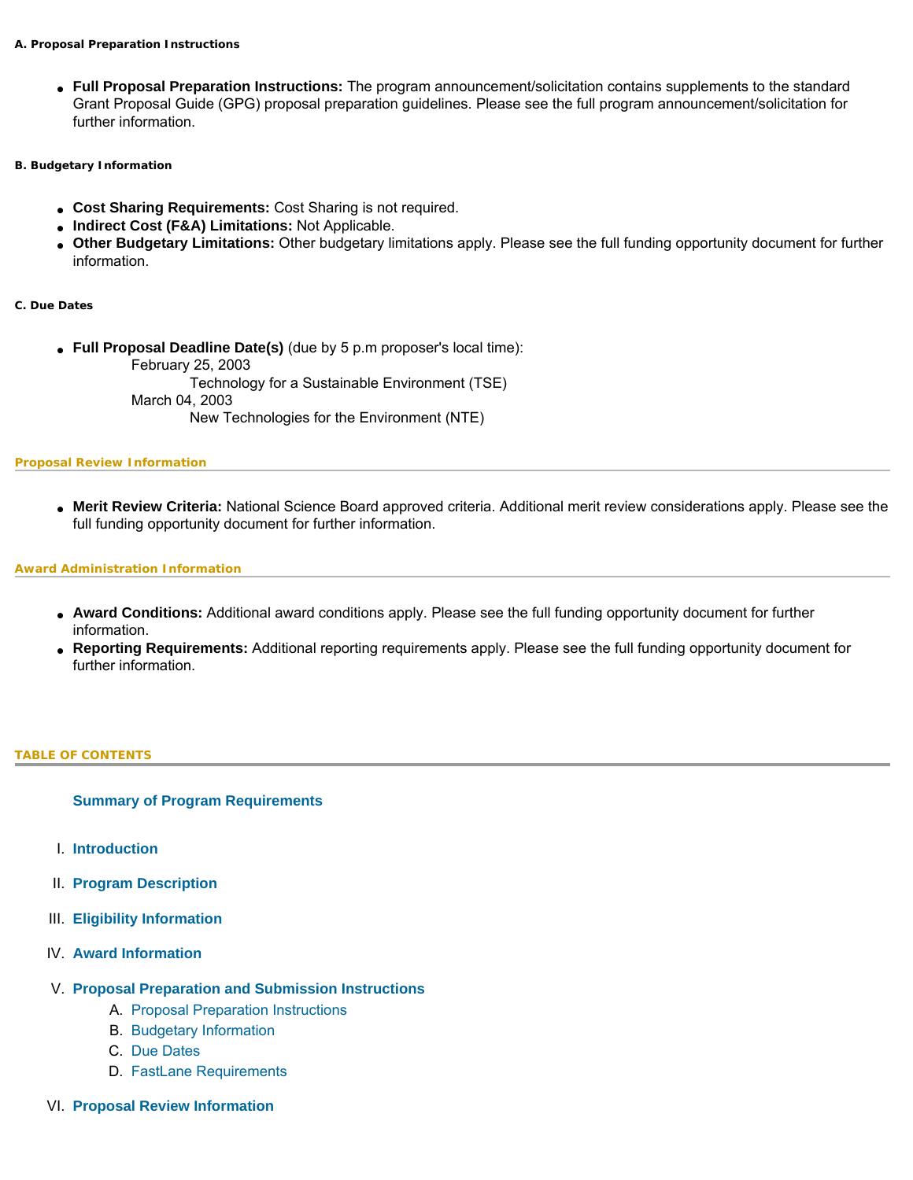#### A. Proposal Preparation Instructions

- **Full Proposal Preparation Instructions:** The program announcement/solicitation contains supplements to the standard Grant Proposal Guide (GPG) proposal preparation guidelines. Please see the full program announcement/solicitation for further information.

#### B. Budgetary Information

- **Cost Sharing Requirements:** Cost Sharing is not required.
- **Indirect Cost (F&A) Limitations:** Not Applicable.
- **Other Budgetary Limitations:** Other budgetary limitations apply. Please see the full funding opportunity document for further information.

#### C. Due Dates

- **Full Proposal Deadline Date(s)** (due by 5 p.m proposer's local time):
  - February 25, 2003
    - Technology for a Sustainable Environment (TSE)
  - March 04, 2003
    - New Technologies for the Environment (NTE)

### Proposal Review Information

- **Merit Review Criteria:** National Science Board approved criteria. Additional merit review considerations apply. Please see the full funding opportunity document for further information.

### Award Administration Information

- **Award Conditions:** Additional award conditions apply. Please see the full funding opportunity document for further information.
- **Reporting Requirements:** Additional reporting requirements apply. Please see the full funding opportunity document for further information.

## TABLE OF CONTENTS

**Summary of Program Requirements**

I. **Introduction**

II. **Program Description**

III. **Eligibility Information**

IV. **Award Information**

V. **Proposal Preparation and Submission Instructions**
   A. Proposal Preparation Instructions
   B. Budgetary Information
   C. Due Dates
   D. FastLane Requirements

VI. **Proposal Review Information**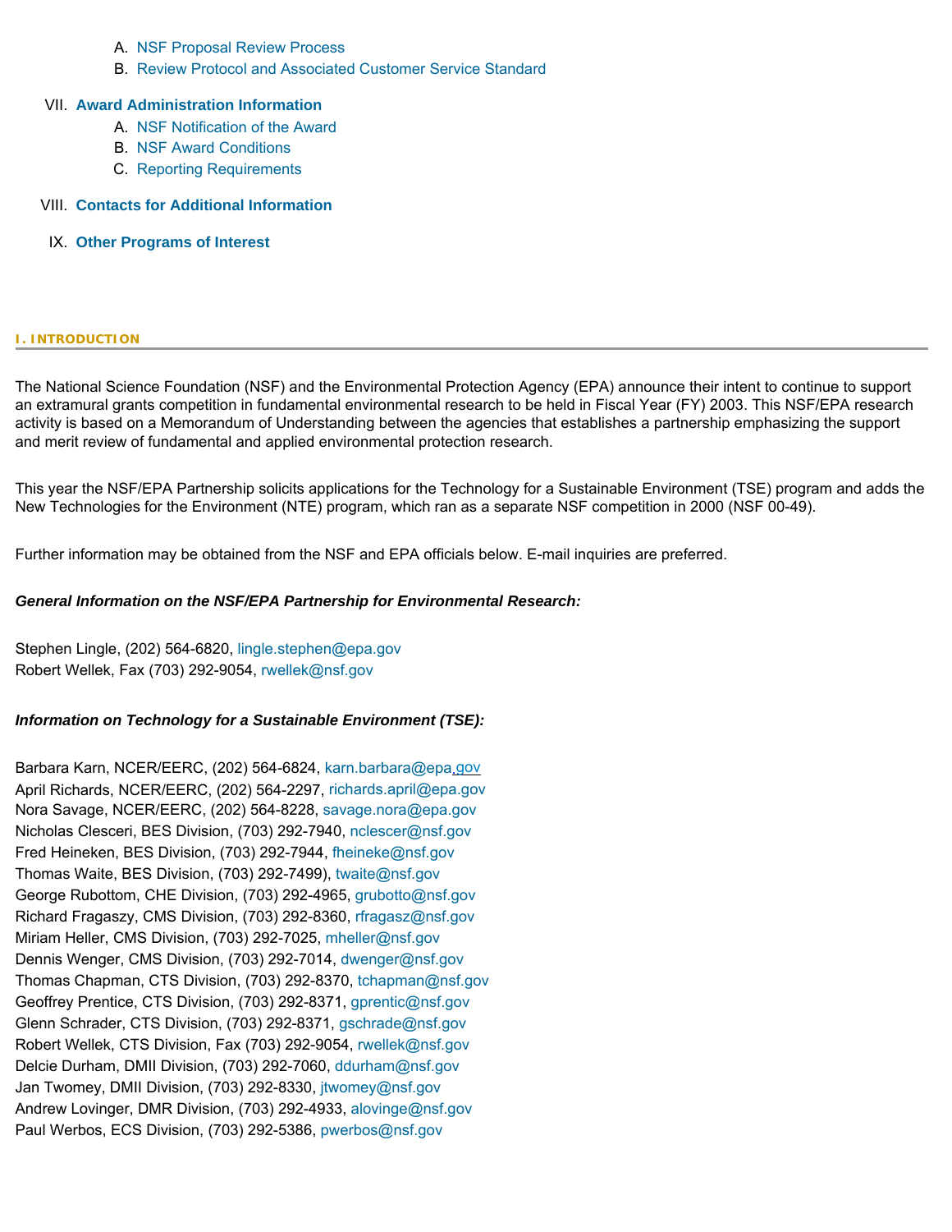A. NSF Proposal Review Process
   B. Review Protocol and Associated Customer Service Standard

VII. **Award Administration Information**
   A. NSF Notification of the Award
   B. NSF Award Conditions
   C. Reporting Requirements

VIII. **Contacts for Additional Information**

IX. **Other Programs of Interest**

## I. INTRODUCTION

The National Science Foundation (NSF) and the Environmental Protection Agency (EPA) announce their intent to continue to support an extramural grants competition in fundamental environmental research to be held in Fiscal Year (FY) 2003. This NSF/EPA research activity is based on a Memorandum of Understanding between the agencies that establishes a partnership emphasizing the support and merit review of fundamental and applied environmental protection research.

This year the NSF/EPA Partnership solicits applications for the Technology for a Sustainable Environment (TSE) program and adds the New Technologies for the Environment (NTE) program, which ran as a separate NSF competition in 2000 (NSF 00-49).

Further information may be obtained from the NSF and EPA officials below. E-mail inquiries are preferred.

***General Information on the NSF/EPA Partnership for Environmental Research:***

Stephen Lingle, (202) 564-6820, lingle.stephen@epa.gov
Robert Wellek, Fax (703) 292-9054, rwellek@nsf.gov

***Information on Technology for a Sustainable Environment (TSE):***

Barbara Karn, NCER/EERC, (202) 564-6824, karn.barbara@epa.gov
April Richards, NCER/EERC, (202) 564-2297, richards.april@epa.gov
Nora Savage, NCER/EERC, (202) 564-8228, savage.nora@epa.gov
Nicholas Clesceri, BES Division, (703) 292-7940, nclescer@nsf.gov
Fred Heineken, BES Division, (703) 292-7944, fheineke@nsf.gov
Thomas Waite, BES Division, (703) 292-7499), twaite@nsf.gov
George Rubottom, CHE Division, (703) 292-4965, grubotto@nsf.gov
Richard Fragaszy, CMS Division, (703) 292-8360, rfragasz@nsf.gov
Miriam Heller, CMS Division, (703) 292-7025, mheller@nsf.gov
Dennis Wenger, CMS Division, (703) 292-7014, dwenger@nsf.gov
Thomas Chapman, CTS Division, (703) 292-8370, tchapman@nsf.gov
Geoffrey Prentice, CTS Division, (703) 292-8371, gprentic@nsf.gov
Glenn Schrader, CTS Division, (703) 292-8371, gschrade@nsf.gov
Robert Wellek, CTS Division, Fax (703) 292-9054, rwellek@nsf.gov
Delcie Durham, DMII Division, (703) 292-7060, ddurham@nsf.gov
Jan Twomey, DMII Division, (703) 292-8330, jtwomey@nsf.gov
Andrew Lovinger, DMR Division, (703) 292-4933, alovinge@nsf.gov
Paul Werbos, ECS Division, (703) 292-5386, pwerbos@nsf.gov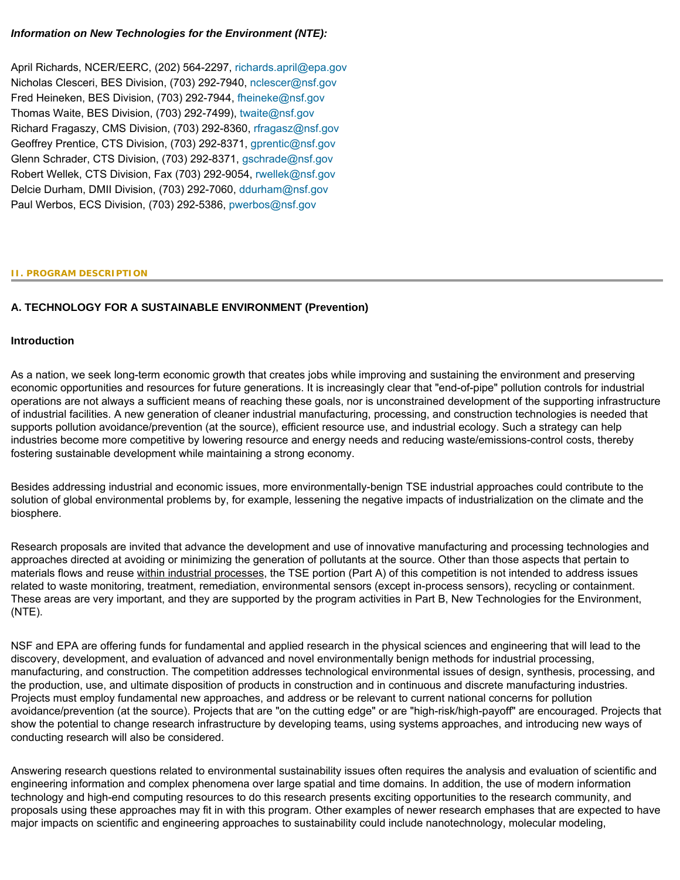***Information on New Technologies for the Environment (NTE):***

April Richards, NCER/EERC, (202) 564-2297, richards.april@epa.gov
Nicholas Clesceri, BES Division, (703) 292-7940, nclescer@nsf.gov
Fred Heineken, BES Division, (703) 292-7944, fheineke@nsf.gov
Thomas Waite, BES Division, (703) 292-7499), twaite@nsf.gov
Richard Fragaszy, CMS Division, (703) 292-8360, rfragasz@nsf.gov
Geoffrey Prentice, CTS Division, (703) 292-8371, gprentic@nsf.gov
Glenn Schrader, CTS Division, (703) 292-8371, gschrade@nsf.gov
Robert Wellek, CTS Division, Fax (703) 292-9054, rwellek@nsf.gov
Delcie Durham, DMII Division, (703) 292-7060, ddurham@nsf.gov
Paul Werbos, ECS Division, (703) 292-5386, pwerbos@nsf.gov

## II. PROGRAM DESCRIPTION

### A. TECHNOLOGY FOR A SUSTAINABLE ENVIRONMENT (Prevention)

#### Introduction

As a nation, we seek long-term economic growth that creates jobs while improving and sustaining the environment and preserving economic opportunities and resources for future generations. It is increasingly clear that "end-of-pipe" pollution controls for industrial operations are not always a sufficient means of reaching these goals, nor is unconstrained development of the supporting infrastructure of industrial facilities. A new generation of cleaner industrial manufacturing, processing, and construction technologies is needed that supports pollution avoidance/prevention (at the source), efficient resource use, and industrial ecology. Such a strategy can help industries become more competitive by lowering resource and energy needs and reducing waste/emissions-control costs, thereby fostering sustainable development while maintaining a strong economy.

Besides addressing industrial and economic issues, more environmentally-benign TSE industrial approaches could contribute to the solution of global environmental problems by, for example, lessening the negative impacts of industrialization on the climate and the biosphere.

Research proposals are invited that advance the development and use of innovative manufacturing and processing technologies and approaches directed at avoiding or minimizing the generation of pollutants at the source. Other than those aspects that pertain to materials flows and reuse within industrial processes, the TSE portion (Part A) of this competition is not intended to address issues related to waste monitoring, treatment, remediation, environmental sensors (except in-process sensors), recycling or containment. These areas are very important, and they are supported by the program activities in Part B, New Technologies for the Environment, (NTE).

NSF and EPA are offering funds for fundamental and applied research in the physical sciences and engineering that will lead to the discovery, development, and evaluation of advanced and novel environmentally benign methods for industrial processing, manufacturing, and construction. The competition addresses technological environmental issues of design, synthesis, processing, and the production, use, and ultimate disposition of products in construction and in continuous and discrete manufacturing industries. Projects must employ fundamental new approaches, and address or be relevant to current national concerns for pollution avoidance/prevention (at the source). Projects that are "on the cutting edge" or are "high-risk/high-payoff" are encouraged. Projects that show the potential to change research infrastructure by developing teams, using systems approaches, and introducing new ways of conducting research will also be considered.

Answering research questions related to environmental sustainability issues often requires the analysis and evaluation of scientific and engineering information and complex phenomena over large spatial and time domains. In addition, the use of modern information technology and high-end computing resources to do this research presents exciting opportunities to the research community, and proposals using these approaches may fit in with this program. Other examples of newer research emphases that are expected to have major impacts on scientific and engineering approaches to sustainability could include nanotechnology, molecular modeling,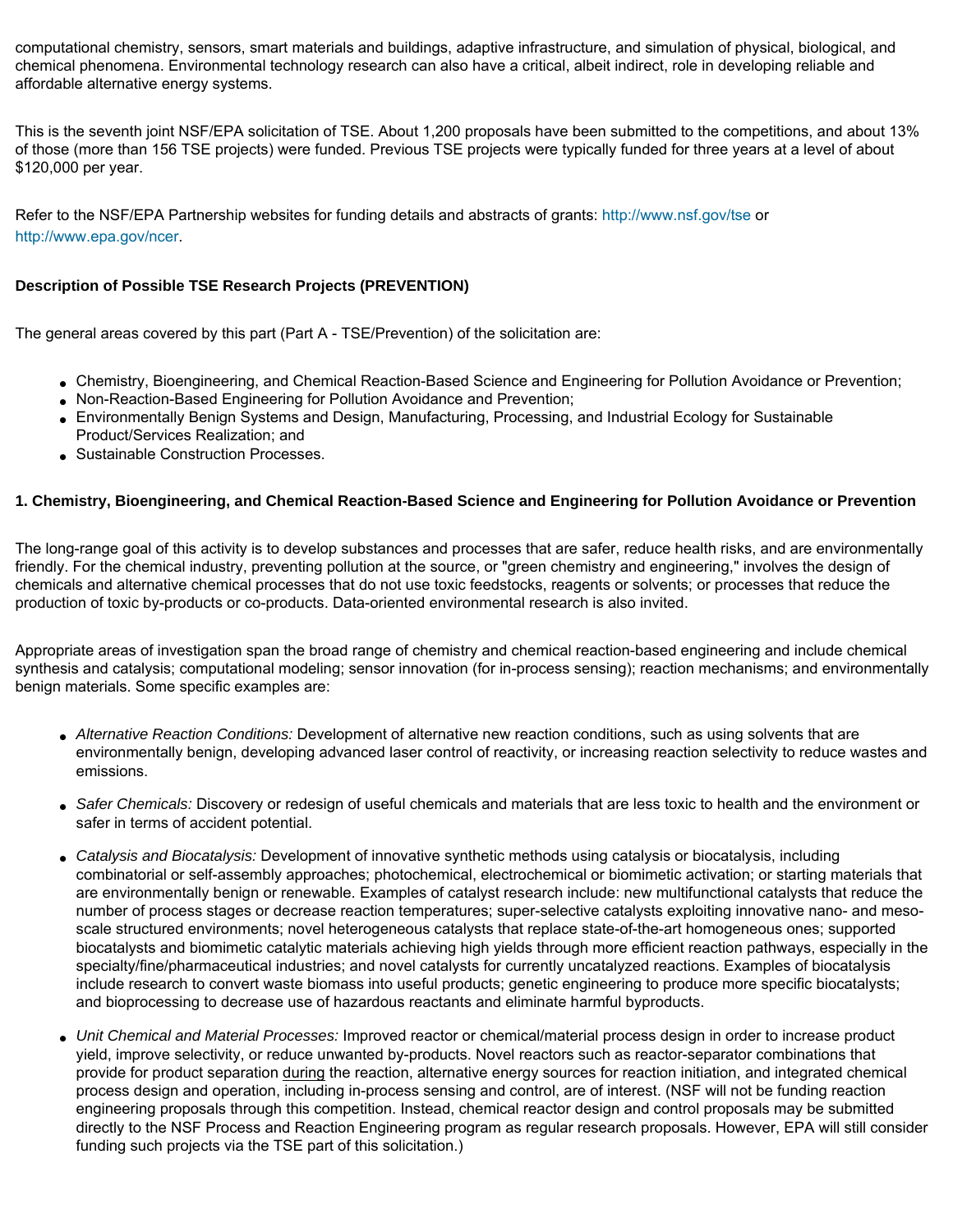computational chemistry, sensors, smart materials and buildings, adaptive infrastructure, and simulation of physical, biological, and chemical phenomena. Environmental technology research can also have a critical, albeit indirect, role in developing reliable and affordable alternative energy systems.

This is the seventh joint NSF/EPA solicitation of TSE. About 1,200 proposals have been submitted to the competitions, and about 13% of those (more than 156 TSE projects) were funded. Previous TSE projects were typically funded for three years at a level of about $120,000 per year.

Refer to the NSF/EPA Partnership websites for funding details and abstracts of grants: http://www.nsf.gov/tse or http://www.epa.gov/ncer.

**Description of Possible TSE Research Projects (PREVENTION)**

The general areas covered by this part (Part A - TSE/Prevention) of the solicitation are:

- Chemistry, Bioengineering, and Chemical Reaction-Based Science and Engineering for Pollution Avoidance or Prevention;
- Non-Reaction-Based Engineering for Pollution Avoidance and Prevention;
- Environmentally Benign Systems and Design, Manufacturing, Processing, and Industrial Ecology for Sustainable Product/Services Realization; and
- Sustainable Construction Processes.

**1. Chemistry, Bioengineering, and Chemical Reaction-Based Science and Engineering for Pollution Avoidance or Prevention**

The long-range goal of this activity is to develop substances and processes that are safer, reduce health risks, and are environmentally friendly. For the chemical industry, preventing pollution at the source, or "green chemistry and engineering," involves the design of chemicals and alternative chemical processes that do not use toxic feedstocks, reagents or solvents; or processes that reduce the production of toxic by-products or co-products. Data-oriented environmental research is also invited.

Appropriate areas of investigation span the broad range of chemistry and chemical reaction-based engineering and include chemical synthesis and catalysis; computational modeling; sensor innovation (for in-process sensing); reaction mechanisms; and environmentally benign materials. Some specific examples are:

- *Alternative Reaction Conditions:* Development of alternative new reaction conditions, such as using solvents that are environmentally benign, developing advanced laser control of reactivity, or increasing reaction selectivity to reduce wastes and emissions.

- *Safer Chemicals:* Discovery or redesign of useful chemicals and materials that are less toxic to health and the environment or safer in terms of accident potential.

- *Catalysis and Biocatalysis:* Development of innovative synthetic methods using catalysis or biocatalysis, including combinatorial or self-assembly approaches; photochemical, electrochemical or biomimetic activation; or starting materials that are environmentally benign or renewable. Examples of catalyst research include: new multifunctional catalysts that reduce the number of process stages or decrease reaction temperatures; super-selective catalysts exploiting innovative nano- and meso-scale structured environments; novel heterogeneous catalysts that replace state-of-the-art homogeneous ones; supported biocatalysts and biomimetic catalytic materials achieving high yields through more efficient reaction pathways, especially in the specialty/fine/pharmaceutical industries; and novel catalysts for currently uncatalyzed reactions. Examples of biocatalysis include research to convert waste biomass into useful products; genetic engineering to produce more specific biocatalysts; and bioprocessing to decrease use of hazardous reactants and eliminate harmful byproducts.

- *Unit Chemical and Material Processes:* Improved reactor or chemical/material process design in order to increase product yield, improve selectivity, or reduce unwanted by-products. Novel reactors such as reactor-separator combinations that provide for product separation during the reaction, alternative energy sources for reaction initiation, and integrated chemical process design and operation, including in-process sensing and control, are of interest. (NSF will not be funding reaction engineering proposals through this competition. Instead, chemical reactor design and control proposals may be submitted directly to the NSF Process and Reaction Engineering program as regular research proposals. However, EPA will still consider funding such projects via the TSE part of this solicitation.)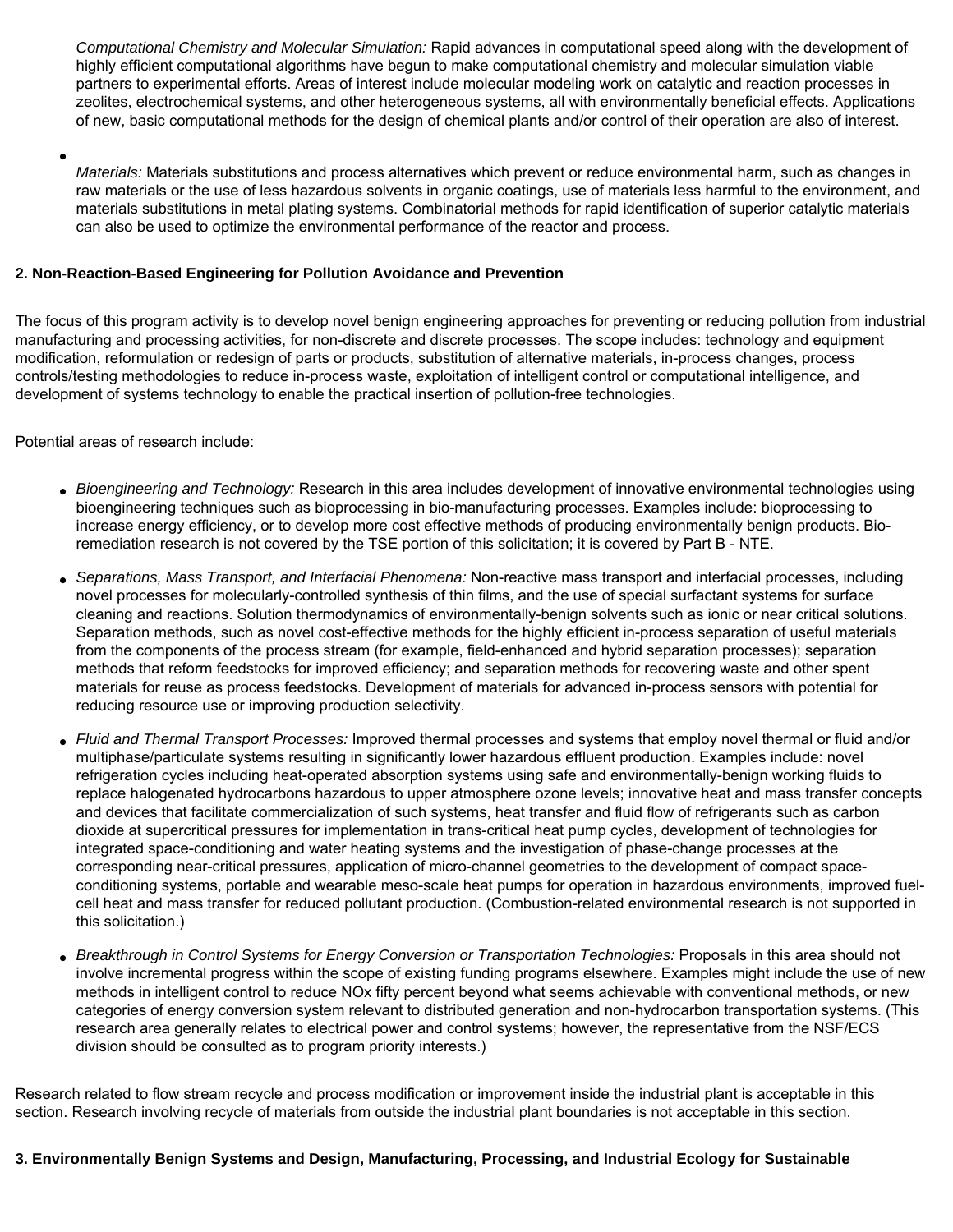*Computational Chemistry and Molecular Simulation:* Rapid advances in computational speed along with the development of highly efficient computational algorithms have begun to make computational chemistry and molecular simulation viable partners to experimental efforts. Areas of interest include molecular modeling work on catalytic and reaction processes in zeolites, electrochemical systems, and other heterogeneous systems, all with environmentally beneficial effects. Applications of new, basic computational methods for the design of chemical plants and/or control of their operation are also of interest.

- *Materials:* Materials substitutions and process alternatives which prevent or reduce environmental harm, such as changes in raw materials or the use of less hazardous solvents in organic coatings, use of materials less harmful to the environment, and materials substitutions in metal plating systems. Combinatorial methods for rapid identification of superior catalytic materials can also be used to optimize the environmental performance of the reactor and process.

**2. Non-Reaction-Based Engineering for Pollution Avoidance and Prevention**

The focus of this program activity is to develop novel benign engineering approaches for preventing or reducing pollution from industrial manufacturing and processing activities, for non-discrete and discrete processes. The scope includes: technology and equipment modification, reformulation or redesign of parts or products, substitution of alternative materials, in-process changes, process controls/testing methodologies to reduce in-process waste, exploitation of intelligent control or computational intelligence, and development of systems technology to enable the practical insertion of pollution-free technologies.

Potential areas of research include:

- *Bioengineering and Technology:* Research in this area includes development of innovative environmental technologies using bioengineering techniques such as bioprocessing in bio-manufacturing processes. Examples include: bioprocessing to increase energy efficiency, or to develop more cost effective methods of producing environmentally benign products. Bio-remediation research is not covered by the TSE portion of this solicitation; it is covered by Part B - NTE.
- *Separations, Mass Transport, and Interfacial Phenomena:* Non-reactive mass transport and interfacial processes, including novel processes for molecularly-controlled synthesis of thin films, and the use of special surfactant systems for surface cleaning and reactions. Solution thermodynamics of environmentally-benign solvents such as ionic or near critical solutions. Separation methods, such as novel cost-effective methods for the highly efficient in-process separation of useful materials from the components of the process stream (for example, field-enhanced and hybrid separation processes); separation methods that reform feedstocks for improved efficiency; and separation methods for recovering waste and other spent materials for reuse as process feedstocks. Development of materials for advanced in-process sensors with potential for reducing resource use or improving production selectivity.
- *Fluid and Thermal Transport Processes:* Improved thermal processes and systems that employ novel thermal or fluid and/or multiphase/particulate systems resulting in significantly lower hazardous effluent production. Examples include: novel refrigeration cycles including heat-operated absorption systems using safe and environmentally-benign working fluids to replace halogenated hydrocarbons hazardous to upper atmosphere ozone levels; innovative heat and mass transfer concepts and devices that facilitate commercialization of such systems, heat transfer and fluid flow of refrigerants such as carbon dioxide at supercritical pressures for implementation in trans-critical heat pump cycles, development of technologies for integrated space-conditioning and water heating systems and the investigation of phase-change processes at the corresponding near-critical pressures, application of micro-channel geometries to the development of compact space-conditioning systems, portable and wearable meso-scale heat pumps for operation in hazardous environments, improved fuel-cell heat and mass transfer for reduced pollutant production. (Combustion-related environmental research is not supported in this solicitation.)
- *Breakthrough in Control Systems for Energy Conversion or Transportation Technologies:* Proposals in this area should not involve incremental progress within the scope of existing funding programs elsewhere. Examples might include the use of new methods in intelligent control to reduce NOx fifty percent beyond what seems achievable with conventional methods, or new categories of energy conversion system relevant to distributed generation and non-hydrocarbon transportation systems. (This research area generally relates to electrical power and control systems; however, the representative from the NSF/ECS division should be consulted as to program priority interests.)

Research related to flow stream recycle and process modification or improvement inside the industrial plant is acceptable in this section. Research involving recycle of materials from outside the industrial plant boundaries is not acceptable in this section.

**3. Environmentally Benign Systems and Design, Manufacturing, Processing, and Industrial Ecology for Sustainable**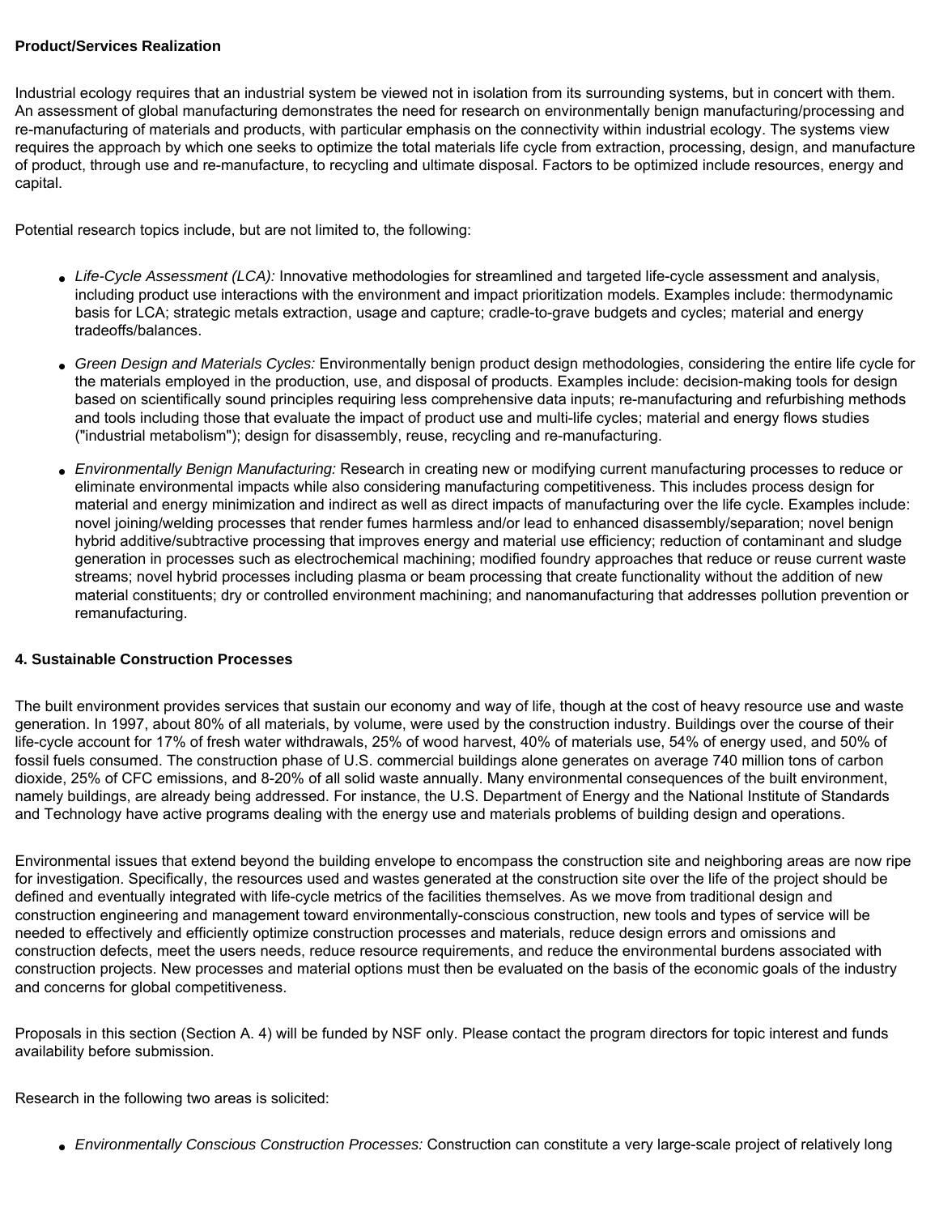**Product/Services Realization**

Industrial ecology requires that an industrial system be viewed not in isolation from its surrounding systems, but in concert with them. An assessment of global manufacturing demonstrates the need for research on environmentally benign manufacturing/processing and re-manufacturing of materials and products, with particular emphasis on the connectivity within industrial ecology. The systems view requires the approach by which one seeks to optimize the total materials life cycle from extraction, processing, design, and manufacture of product, through use and re-manufacture, to recycling and ultimate disposal. Factors to be optimized include resources, energy and capital.

Potential research topics include, but are not limited to, the following:

- *Life-Cycle Assessment (LCA):* Innovative methodologies for streamlined and targeted life-cycle assessment and analysis, including product use interactions with the environment and impact prioritization models. Examples include: thermodynamic basis for LCA; strategic metals extraction, usage and capture; cradle-to-grave budgets and cycles; material and energy tradeoffs/balances.
- *Green Design and Materials Cycles:* Environmentally benign product design methodologies, considering the entire life cycle for the materials employed in the production, use, and disposal of products. Examples include: decision-making tools for design based on scientifically sound principles requiring less comprehensive data inputs; re-manufacturing and refurbishing methods and tools including those that evaluate the impact of product use and multi-life cycles; material and energy flows studies ("industrial metabolism"); design for disassembly, reuse, recycling and re-manufacturing.
- *Environmentally Benign Manufacturing:* Research in creating new or modifying current manufacturing processes to reduce or eliminate environmental impacts while also considering manufacturing competitiveness. This includes process design for material and energy minimization and indirect as well as direct impacts of manufacturing over the life cycle. Examples include: novel joining/welding processes that render fumes harmless and/or lead to enhanced disassembly/separation; novel benign hybrid additive/subtractive processing that improves energy and material use efficiency; reduction of contaminant and sludge generation in processes such as electrochemical machining; modified foundry approaches that reduce or reuse current waste streams; novel hybrid processes including plasma or beam processing that create functionality without the addition of new material constituents; dry or controlled environment machining; and nanomanufacturing that addresses pollution prevention or remanufacturing.

**4. Sustainable Construction Processes**

The built environment provides services that sustain our economy and way of life, though at the cost of heavy resource use and waste generation. In 1997, about 80% of all materials, by volume, were used by the construction industry. Buildings over the course of their life-cycle account for 17% of fresh water withdrawals, 25% of wood harvest, 40% of materials use, 54% of energy used, and 50% of fossil fuels consumed. The construction phase of U.S. commercial buildings alone generates on average 740 million tons of carbon dioxide, 25% of CFC emissions, and 8-20% of all solid waste annually. Many environmental consequences of the built environment, namely buildings, are already being addressed. For instance, the U.S. Department of Energy and the National Institute of Standards and Technology have active programs dealing with the energy use and materials problems of building design and operations.

Environmental issues that extend beyond the building envelope to encompass the construction site and neighboring areas are now ripe for investigation. Specifically, the resources used and wastes generated at the construction site over the life of the project should be defined and eventually integrated with life-cycle metrics of the facilities themselves. As we move from traditional design and construction engineering and management toward environmentally-conscious construction, new tools and types of service will be needed to effectively and efficiently optimize construction processes and materials, reduce design errors and omissions and construction defects, meet the users needs, reduce resource requirements, and reduce the environmental burdens associated with construction projects. New processes and material options must then be evaluated on the basis of the economic goals of the industry and concerns for global competitiveness.

Proposals in this section (Section A. 4) will be funded by NSF only. Please contact the program directors for topic interest and funds availability before submission.

Research in the following two areas is solicited:

- *Environmentally Conscious Construction Processes:* Construction can constitute a very large-scale project of relatively long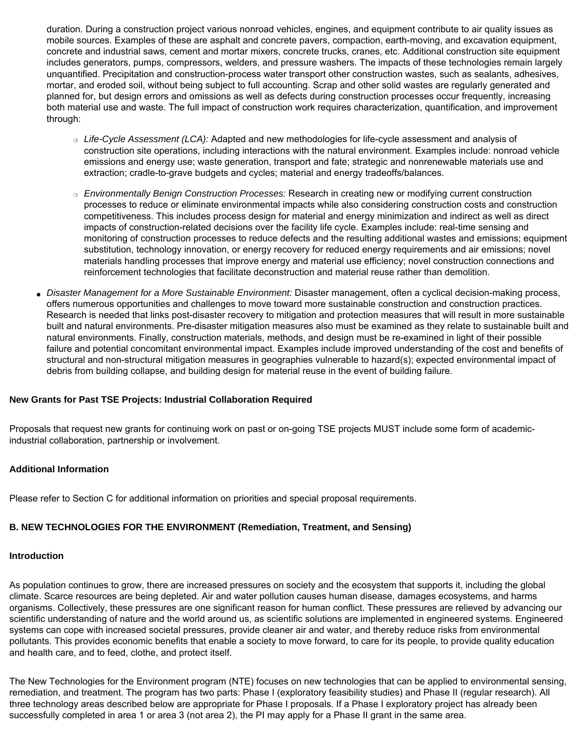duration. During a construction project various nonroad vehicles, engines, and equipment contribute to air quality issues as mobile sources. Examples of these are asphalt and concrete pavers, compaction, earth-moving, and excavation equipment, concrete and industrial saws, cement and mortar mixers, concrete trucks, cranes, etc. Additional construction site equipment includes generators, pumps, compressors, welders, and pressure washers. The impacts of these technologies remain largely unquantified. Precipitation and construction-process water transport other construction wastes, such as sealants, adhesives, mortar, and eroded soil, without being subject to full accounting. Scrap and other solid wastes are regularly generated and planned for, but design errors and omissions as well as defects during construction processes occur frequently, increasing both material use and waste. The full impact of construction work requires characterization, quantification, and improvement through:

  - *Life-Cycle Assessment (LCA):* Adapted and new methodologies for life-cycle assessment and analysis of construction site operations, including interactions with the natural environment. Examples include: nonroad vehicle emissions and energy use; waste generation, transport and fate; strategic and nonrenewable materials use and extraction; cradle-to-grave budgets and cycles; material and energy tradeoffs/balances.
  - *Environmentally Benign Construction Processes:* Research in creating new or modifying current construction processes to reduce or eliminate environmental impacts while also considering construction costs and construction competitiveness. This includes process design for material and energy minimization and indirect as well as direct impacts of construction-related decisions over the facility life cycle. Examples include: real-time sensing and monitoring of construction processes to reduce defects and the resulting additional wastes and emissions; equipment substitution, technology innovation, or energy recovery for reduced energy requirements and air emissions; novel materials handling processes that improve energy and material use efficiency; novel construction connections and reinforcement technologies that facilitate deconstruction and material reuse rather than demolition.

- *Disaster Management for a More Sustainable Environment:* Disaster management, often a cyclical decision-making process, offers numerous opportunities and challenges to move toward more sustainable construction and construction practices. Research is needed that links post-disaster recovery to mitigation and protection measures that will result in more sustainable built and natural environments. Pre-disaster mitigation measures also must be examined as they relate to sustainable built and natural environments. Finally, construction materials, methods, and design must be re-examined in light of their possible failure and potential concomitant environmental impact. Examples include improved understanding of the cost and benefits of structural and non-structural mitigation measures in geographies vulnerable to hazard(s); expected environmental impact of debris from building collapse, and building design for material reuse in the event of building failure.

**New Grants for Past TSE Projects: Industrial Collaboration Required**

Proposals that request new grants for continuing work on past or on-going TSE projects MUST include some form of academic-industrial collaboration, partnership or involvement.

**Additional Information**

Please refer to Section C for additional information on priorities and special proposal requirements.

## B. NEW TECHNOLOGIES FOR THE ENVIRONMENT (Remediation, Treatment, and Sensing)

**Introduction**

As population continues to grow, there are increased pressures on society and the ecosystem that supports it, including the global climate. Scarce resources are being depleted. Air and water pollution causes human disease, damages ecosystems, and harms organisms. Collectively, these pressures are one significant reason for human conflict. These pressures are relieved by advancing our scientific understanding of nature and the world around us, as scientific solutions are implemented in engineered systems. Engineered systems can cope with increased societal pressures, provide cleaner air and water, and thereby reduce risks from environmental pollutants. This provides economic benefits that enable a society to move forward, to care for its people, to provide quality education and health care, and to feed, clothe, and protect itself.

The New Technologies for the Environment program (NTE) focuses on new technologies that can be applied to environmental sensing, remediation, and treatment. The program has two parts: Phase I (exploratory feasibility studies) and Phase II (regular research). All three technology areas described below are appropriate for Phase I proposals. If a Phase I exploratory project has already been successfully completed in area 1 or area 3 (not area 2), the PI may apply for a Phase II grant in the same area.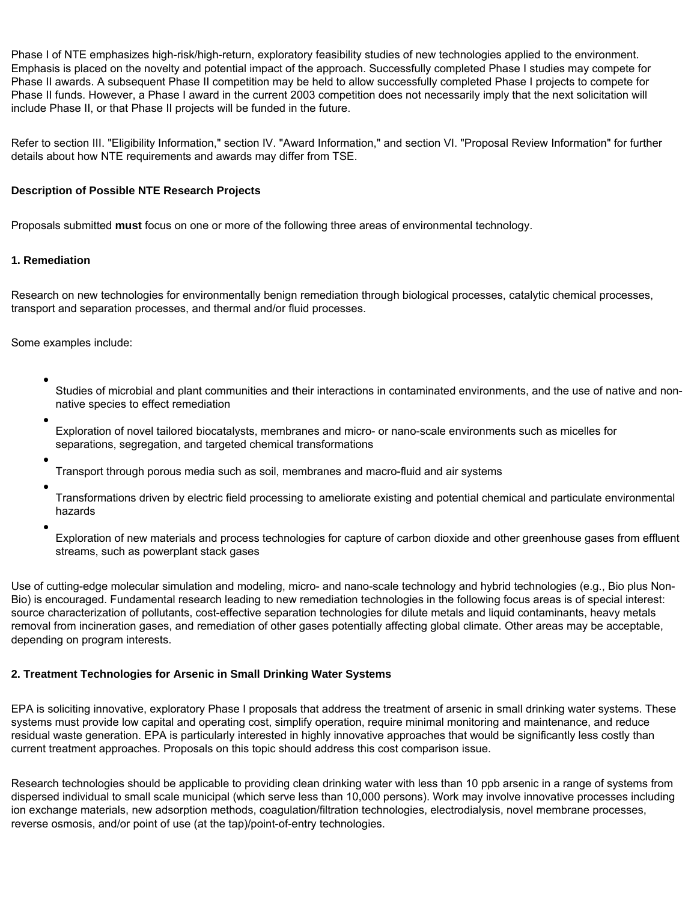Phase I of NTE emphasizes high-risk/high-return, exploratory feasibility studies of new technologies applied to the environment. Emphasis is placed on the novelty and potential impact of the approach. Successfully completed Phase I studies may compete for Phase II awards. A subsequent Phase II competition may be held to allow successfully completed Phase I projects to compete for Phase II funds. However, a Phase I award in the current 2003 competition does not necessarily imply that the next solicitation will include Phase II, or that Phase II projects will be funded in the future.

Refer to section III. "Eligibility Information," section IV. "Award Information," and section VI. "Proposal Review Information" for further details about how NTE requirements and awards may differ from TSE.

**Description of Possible NTE Research Projects**

Proposals submitted **must** focus on one or more of the following three areas of environmental technology.

**1. Remediation**

Research on new technologies for environmentally benign remediation through biological processes, catalytic chemical processes, transport and separation processes, and thermal and/or fluid processes.

Some examples include:

- Studies of microbial and plant communities and their interactions in contaminated environments, and the use of native and non-native species to effect remediation
- Exploration of novel tailored biocatalysts, membranes and micro- or nano-scale environments such as micelles for separations, segregation, and targeted chemical transformations
- Transport through porous media such as soil, membranes and macro-fluid and air systems
- Transformations driven by electric field processing to ameliorate existing and potential chemical and particulate environmental hazards
- Exploration of new materials and process technologies for capture of carbon dioxide and other greenhouse gases from effluent streams, such as powerplant stack gases

Use of cutting-edge molecular simulation and modeling, micro- and nano-scale technology and hybrid technologies (e.g., Bio plus Non-Bio) is encouraged. Fundamental research leading to new remediation technologies in the following focus areas is of special interest: source characterization of pollutants, cost-effective separation technologies for dilute metals and liquid contaminants, heavy metals removal from incineration gases, and remediation of other gases potentially affecting global climate. Other areas may be acceptable, depending on program interests.

**2. Treatment Technologies for Arsenic in Small Drinking Water Systems**

EPA is soliciting innovative, exploratory Phase I proposals that address the treatment of arsenic in small drinking water systems. These systems must provide low capital and operating cost, simplify operation, require minimal monitoring and maintenance, and reduce residual waste generation. EPA is particularly interested in highly innovative approaches that would be significantly less costly than current treatment approaches. Proposals on this topic should address this cost comparison issue.

Research technologies should be applicable to providing clean drinking water with less than 10 ppb arsenic in a range of systems from dispersed individual to small scale municipal (which serve less than 10,000 persons). Work may involve innovative processes including ion exchange materials, new adsorption methods, coagulation/filtration technologies, electrodialysis, novel membrane processes, reverse osmosis, and/or point of use (at the tap)/point-of-entry technologies.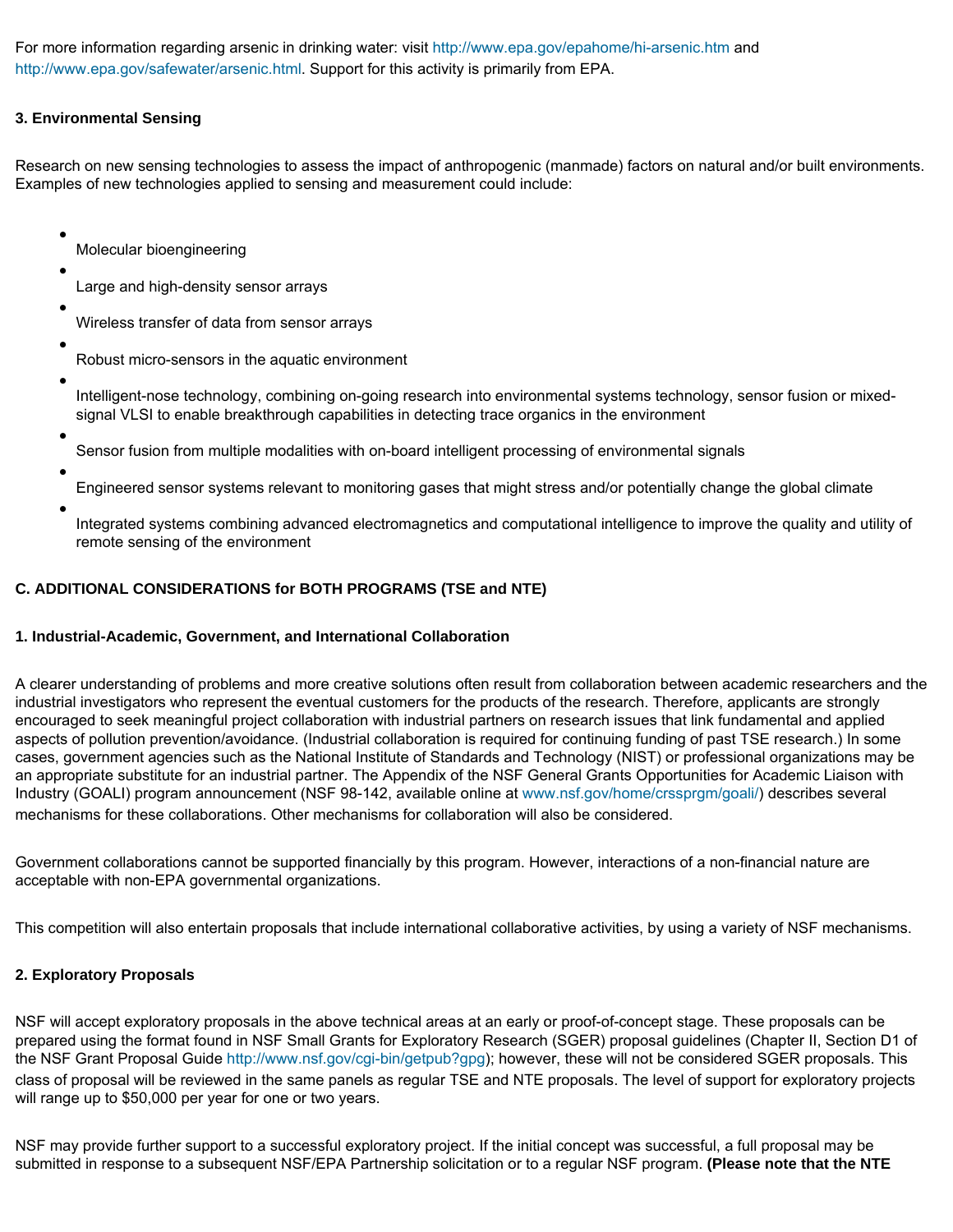For more information regarding arsenic in drinking water: visit http://www.epa.gov/epahome/hi-arsenic.htm and http://www.epa.gov/safewater/arsenic.html. Support for this activity is primarily from EPA.

### 3. Environmental Sensing

Research on new sensing technologies to assess the impact of anthropogenic (manmade) factors on natural and/or built environments. Examples of new technologies applied to sensing and measurement could include:

- Molecular bioengineering
- Large and high-density sensor arrays
- Wireless transfer of data from sensor arrays
- Robust micro-sensors in the aquatic environment
- Intelligent-nose technology, combining on-going research into environmental systems technology, sensor fusion or mixed-signal VLSI to enable breakthrough capabilities in detecting trace organics in the environment
- Sensor fusion from multiple modalities with on-board intelligent processing of environmental signals
- Engineered sensor systems relevant to monitoring gases that might stress and/or potentially change the global climate
- Integrated systems combining advanced electromagnetics and computational intelligence to improve the quality and utility of remote sensing of the environment

## C. ADDITIONAL CONSIDERATIONS for BOTH PROGRAMS (TSE and NTE)

### 1. Industrial-Academic, Government, and International Collaboration

A clearer understanding of problems and more creative solutions often result from collaboration between academic researchers and the industrial investigators who represent the eventual customers for the products of the research. Therefore, applicants are strongly encouraged to seek meaningful project collaboration with industrial partners on research issues that link fundamental and applied aspects of pollution prevention/avoidance. (Industrial collaboration is required for continuing funding of past TSE research.) In some cases, government agencies such as the National Institute of Standards and Technology (NIST) or professional organizations may be an appropriate substitute for an industrial partner. The Appendix of the NSF General Grants Opportunities for Academic Liaison with Industry (GOALI) program announcement (NSF 98-142, available online at www.nsf.gov/home/crssprgm/goali/) describes several mechanisms for these collaborations. Other mechanisms for collaboration will also be considered.

Government collaborations cannot be supported financially by this program. However, interactions of a non-financial nature are acceptable with non-EPA governmental organizations.

This competition will also entertain proposals that include international collaborative activities, by using a variety of NSF mechanisms.

### 2. Exploratory Proposals

NSF will accept exploratory proposals in the above technical areas at an early or proof-of-concept stage. These proposals can be prepared using the format found in NSF Small Grants for Exploratory Research (SGER) proposal guidelines (Chapter II, Section D1 of the NSF Grant Proposal Guide http://www.nsf.gov/cgi-bin/getpub?gpg); however, these will not be considered SGER proposals. This class of proposal will be reviewed in the same panels as regular TSE and NTE proposals. The level of support for exploratory projects will range up to $50,000 per year for one or two years.

NSF may provide further support to a successful exploratory project. If the initial concept was successful, a full proposal may be submitted in response to a subsequent NSF/EPA Partnership solicitation or to a regular NSF program. **(Please note that the NTE**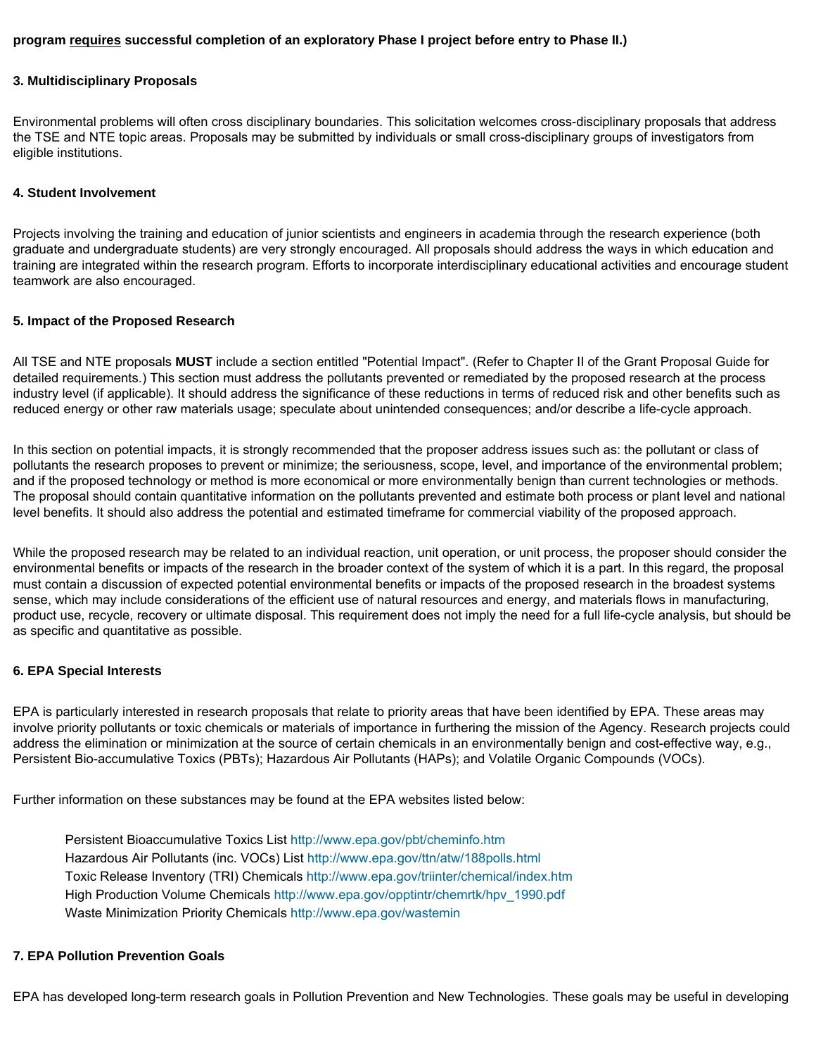**program requires successful completion of an exploratory Phase I project before entry to Phase II.)**

**3. Multidisciplinary Proposals**

Environmental problems will often cross disciplinary boundaries. This solicitation welcomes cross-disciplinary proposals that address the TSE and NTE topic areas. Proposals may be submitted by individuals or small cross-disciplinary groups of investigators from eligible institutions.

**4. Student Involvement**

Projects involving the training and education of junior scientists and engineers in academia through the research experience (both graduate and undergraduate students) are very strongly encouraged. All proposals should address the ways in which education and training are integrated within the research program. Efforts to incorporate interdisciplinary educational activities and encourage student teamwork are also encouraged.

**5. Impact of the Proposed Research**

All TSE and NTE proposals **MUST** include a section entitled "Potential Impact". (Refer to Chapter II of the Grant Proposal Guide for detailed requirements.) This section must address the pollutants prevented or remediated by the proposed research at the process industry level (if applicable). It should address the significance of these reductions in terms of reduced risk and other benefits such as reduced energy or other raw materials usage; speculate about unintended consequences; and/or describe a life-cycle approach.

In this section on potential impacts, it is strongly recommended that the proposer address issues such as: the pollutant or class of pollutants the research proposes to prevent or minimize; the seriousness, scope, level, and importance of the environmental problem; and if the proposed technology or method is more economical or more environmentally benign than current technologies or methods. The proposal should contain quantitative information on the pollutants prevented and estimate both process or plant level and national level benefits. It should also address the potential and estimated timeframe for commercial viability of the proposed approach.

While the proposed research may be related to an individual reaction, unit operation, or unit process, the proposer should consider the environmental benefits or impacts of the research in the broader context of the system of which it is a part. In this regard, the proposal must contain a discussion of expected potential environmental benefits or impacts of the proposed research in the broadest systems sense, which may include considerations of the efficient use of natural resources and energy, and materials flows in manufacturing, product use, recycle, recovery or ultimate disposal. This requirement does not imply the need for a full life-cycle analysis, but should be as specific and quantitative as possible.

**6. EPA Special Interests**

EPA is particularly interested in research proposals that relate to priority areas that have been identified by EPA. These areas may involve priority pollutants or toxic chemicals or materials of importance in furthering the mission of the Agency. Research projects could address the elimination or minimization at the source of certain chemicals in an environmentally benign and cost-effective way, e.g., Persistent Bio-accumulative Toxics (PBTs); Hazardous Air Pollutants (HAPs); and Volatile Organic Compounds (VOCs).

Further information on these substances may be found at the EPA websites listed below:

Persistent Bioaccumulative Toxics List http://www.epa.gov/pbt/cheminfo.htm
Hazardous Air Pollutants (inc. VOCs) List http://www.epa.gov/ttn/atw/188polls.html
Toxic Release Inventory (TRI) Chemicals http://www.epa.gov/triinter/chemical/index.htm
High Production Volume Chemicals http://www.epa.gov/opptintr/chemrtk/hpv_1990.pdf
Waste Minimization Priority Chemicals http://www.epa.gov/wastemin

**7. EPA Pollution Prevention Goals**

EPA has developed long-term research goals in Pollution Prevention and New Technologies. These goals may be useful in developing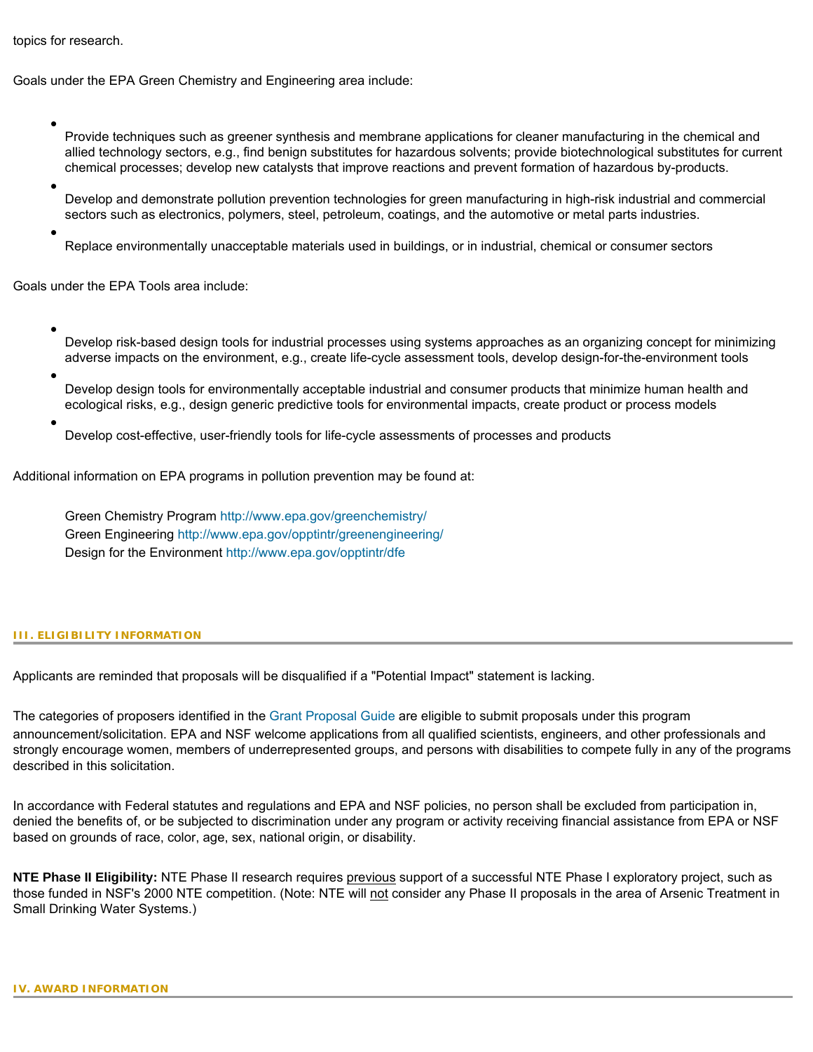topics for research.

Goals under the EPA Green Chemistry and Engineering area include:

- Provide techniques such as greener synthesis and membrane applications for cleaner manufacturing in the chemical and allied technology sectors, e.g., find benign substitutes for hazardous solvents; provide biotechnological substitutes for current chemical processes; develop new catalysts that improve reactions and prevent formation of hazardous by-products.
- Develop and demonstrate pollution prevention technologies for green manufacturing in high-risk industrial and commercial sectors such as electronics, polymers, steel, petroleum, coatings, and the automotive or metal parts industries.
- Replace environmentally unacceptable materials used in buildings, or in industrial, chemical or consumer sectors

Goals under the EPA Tools area include:

- Develop risk-based design tools for industrial processes using systems approaches as an organizing concept for minimizing adverse impacts on the environment, e.g., create life-cycle assessment tools, develop design-for-the-environment tools
- Develop design tools for environmentally acceptable industrial and consumer products that minimize human health and ecological risks, e.g., design generic predictive tools for environmental impacts, create product or process models
- Develop cost-effective, user-friendly tools for life-cycle assessments of processes and products

Additional information on EPA programs in pollution prevention may be found at:

> Green Chemistry Program http://www.epa.gov/greenchemistry/
> Green Engineering http://www.epa.gov/opptintr/greenengineering/
> Design for the Environment http://www.epa.gov/opptintr/dfe

## III. ELIGIBILITY INFORMATION

Applicants are reminded that proposals will be disqualified if a "Potential Impact" statement is lacking.

The categories of proposers identified in the Grant Proposal Guide are eligible to submit proposals under this program announcement/solicitation. EPA and NSF welcome applications from all qualified scientists, engineers, and other professionals and strongly encourage women, members of underrepresented groups, and persons with disabilities to compete fully in any of the programs described in this solicitation.

In accordance with Federal statutes and regulations and EPA and NSF policies, no person shall be excluded from participation in, denied the benefits of, or be subjected to discrimination under any program or activity receiving financial assistance from EPA or NSF based on grounds of race, color, age, sex, national origin, or disability.

**NTE Phase II Eligibility:** NTE Phase II research requires previous support of a successful NTE Phase I exploratory project, such as those funded in NSF's 2000 NTE competition. (Note: NTE will not consider any Phase II proposals in the area of Arsenic Treatment in Small Drinking Water Systems.)

## IV. AWARD INFORMATION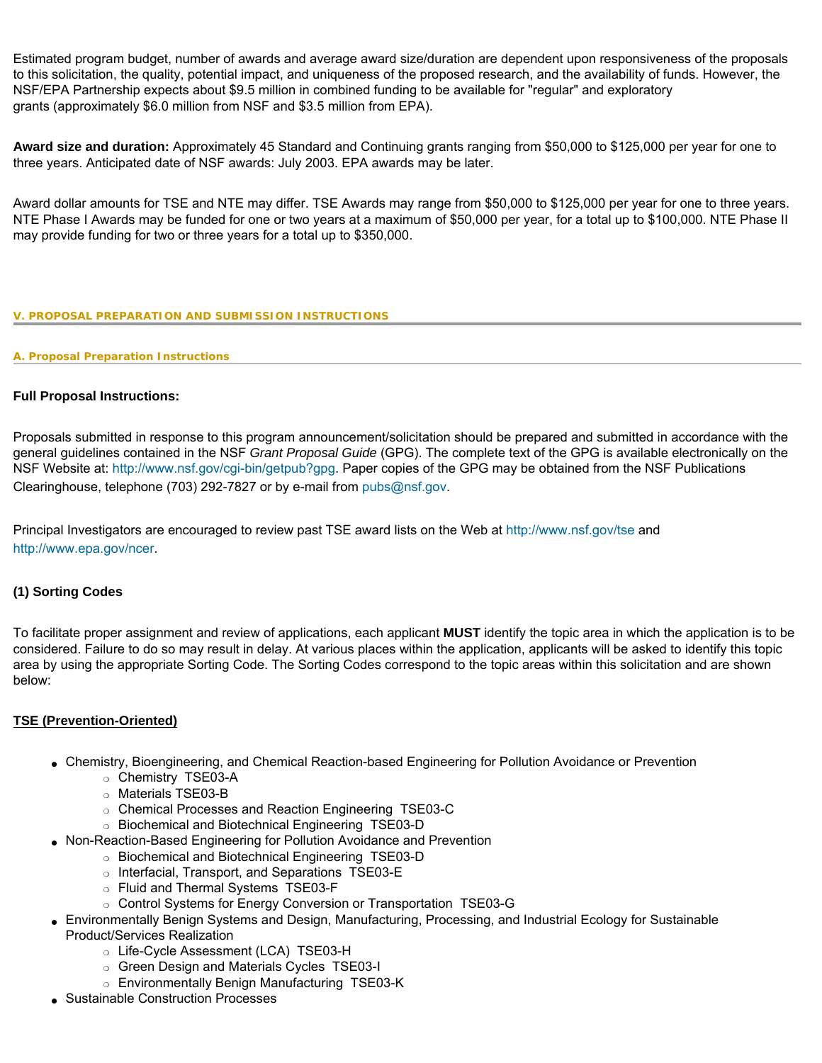Estimated program budget, number of awards and average award size/duration are dependent upon responsiveness of the proposals to this solicitation, the quality, potential impact, and uniqueness of the proposed research, and the availability of funds. However, the NSF/EPA Partnership expects about $9.5 million in combined funding to be available for "regular" and exploratory grants (approximately $6.0 million from NSF and $3.5 million from EPA).

**Award size and duration:** Approximately 45 Standard and Continuing grants ranging from $50,000 to $125,000 per year for one to three years. Anticipated date of NSF awards: July 2003. EPA awards may be later.

Award dollar amounts for TSE and NTE may differ. TSE Awards may range from $50,000 to $125,000 per year for one to three years. NTE Phase I Awards may be funded for one or two years at a maximum of $50,000 per year, for a total up to $100,000. NTE Phase II may provide funding for two or three years for a total up to $350,000.

## V. PROPOSAL PREPARATION AND SUBMISSION INSTRUCTIONS

### A. Proposal Preparation Instructions

**Full Proposal Instructions:**

Proposals submitted in response to this program announcement/solicitation should be prepared and submitted in accordance with the general guidelines contained in the NSF *Grant Proposal Guide* (GPG). The complete text of the GPG is available electronically on the NSF Website at: http://www.nsf.gov/cgi-bin/getpub?gpg. Paper copies of the GPG may be obtained from the NSF Publications Clearinghouse, telephone (703) 292-7827 or by e-mail from pubs@nsf.gov.

Principal Investigators are encouraged to review past TSE award lists on the Web at http://www.nsf.gov/tse and http://www.epa.gov/ncer.

**(1) Sorting Codes**

To facilitate proper assignment and review of applications, each applicant **MUST** identify the topic area in which the application is to be considered. Failure to do so may result in delay. At various places within the application, applicants will be asked to identify this topic area by using the appropriate Sorting Code. The Sorting Codes correspond to the topic areas within this solicitation and are shown below:

**TSE (Prevention-Oriented)**

- Chemistry, Bioengineering, and Chemical Reaction-based Engineering for Pollution Avoidance or Prevention
  - Chemistry TSE03-A
  - Materials TSE03-B
  - Chemical Processes and Reaction Engineering TSE03-C
  - Biochemical and Biotechnical Engineering TSE03-D
- Non-Reaction-Based Engineering for Pollution Avoidance and Prevention
  - Biochemical and Biotechnical Engineering TSE03-D
  - Interfacial, Transport, and Separations TSE03-E
  - Fluid and Thermal Systems TSE03-F
  - Control Systems for Energy Conversion or Transportation TSE03-G
- Environmentally Benign Systems and Design, Manufacturing, Processing, and Industrial Ecology for Sustainable Product/Services Realization
  - Life-Cycle Assessment (LCA) TSE03-H
  - Green Design and Materials Cycles TSE03-I
  - Environmentally Benign Manufacturing TSE03-K
- Sustainable Construction Processes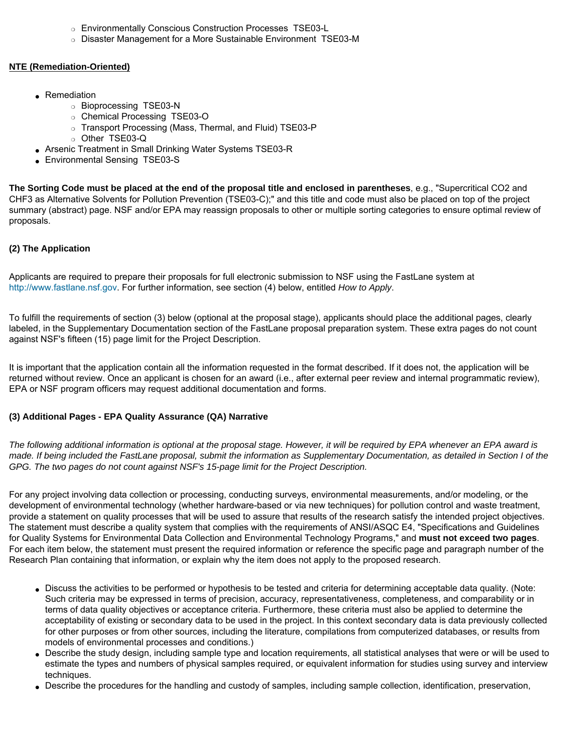- Environmentally Conscious Construction Processes  TSE03-L
- Disaster Management for a More Sustainable Environment  TSE03-M

**NTE (Remediation-Oriented)**

- Remediation
  - Bioprocessing  TSE03-N
  - Chemical Processing  TSE03-O
  - Transport Processing (Mass, Thermal, and Fluid) TSE03-P
  - Other  TSE03-Q
- Arsenic Treatment in Small Drinking Water Systems TSE03-R
- Environmental Sensing  TSE03-S

**The Sorting Code must be placed at the end of the proposal title and enclosed in parentheses**, e.g., "Supercritical CO2 and CHF3 as Alternative Solvents for Pollution Prevention (TSE03-C);" and this title and code must also be placed on top of the project summary (abstract) page. NSF and/or EPA may reassign proposals to other or multiple sorting categories to ensure optimal review of proposals.

**(2) The Application**

Applicants are required to prepare their proposals for full electronic submission to NSF using the FastLane system at http://www.fastlane.nsf.gov. For further information, see section (4) below, entitled *How to Apply*.

To fulfill the requirements of section (3) below (optional at the proposal stage), applicants should place the additional pages, clearly labeled, in the Supplementary Documentation section of the FastLane proposal preparation system. These extra pages do not count against NSF's fifteen (15) page limit for the Project Description.

It is important that the application contain all the information requested in the format described. If it does not, the application will be returned without review. Once an applicant is chosen for an award (i.e., after external peer review and internal programmatic review), EPA or NSF program officers may request additional documentation and forms.

**(3) Additional Pages - EPA Quality Assurance (QA) Narrative**

*The following additional information is optional at the proposal stage. However, it will be required by EPA whenever an EPA award is made. If being included the FastLane proposal, submit the information as Supplementary Documentation, as detailed in Section I of the GPG. The two pages do not count against NSF's 15-page limit for the Project Description.*

For any project involving data collection or processing, conducting surveys, environmental measurements, and/or modeling, or the development of environmental technology (whether hardware-based or via new techniques) for pollution control and waste treatment, provide a statement on quality processes that will be used to assure that results of the research satisfy the intended project objectives. The statement must describe a quality system that complies with the requirements of ANSI/ASQC E4, "Specifications and Guidelines for Quality Systems for Environmental Data Collection and Environmental Technology Programs," and **must not exceed two pages**. For each item below, the statement must present the required information or reference the specific page and paragraph number of the Research Plan containing that information, or explain why the item does not apply to the proposed research.

- Discuss the activities to be performed or hypothesis to be tested and criteria for determining acceptable data quality. (Note: Such criteria may be expressed in terms of precision, accuracy, representativeness, completeness, and comparability or in terms of data quality objectives or acceptance criteria. Furthermore, these criteria must also be applied to determine the acceptability of existing or secondary data to be used in the project. In this context secondary data is data previously collected for other purposes or from other sources, including the literature, compilations from computerized databases, or results from models of environmental processes and conditions.)
- Describe the study design, including sample type and location requirements, all statistical analyses that were or will be used to estimate the types and numbers of physical samples required, or equivalent information for studies using survey and interview techniques.
- Describe the procedures for the handling and custody of samples, including sample collection, identification, preservation,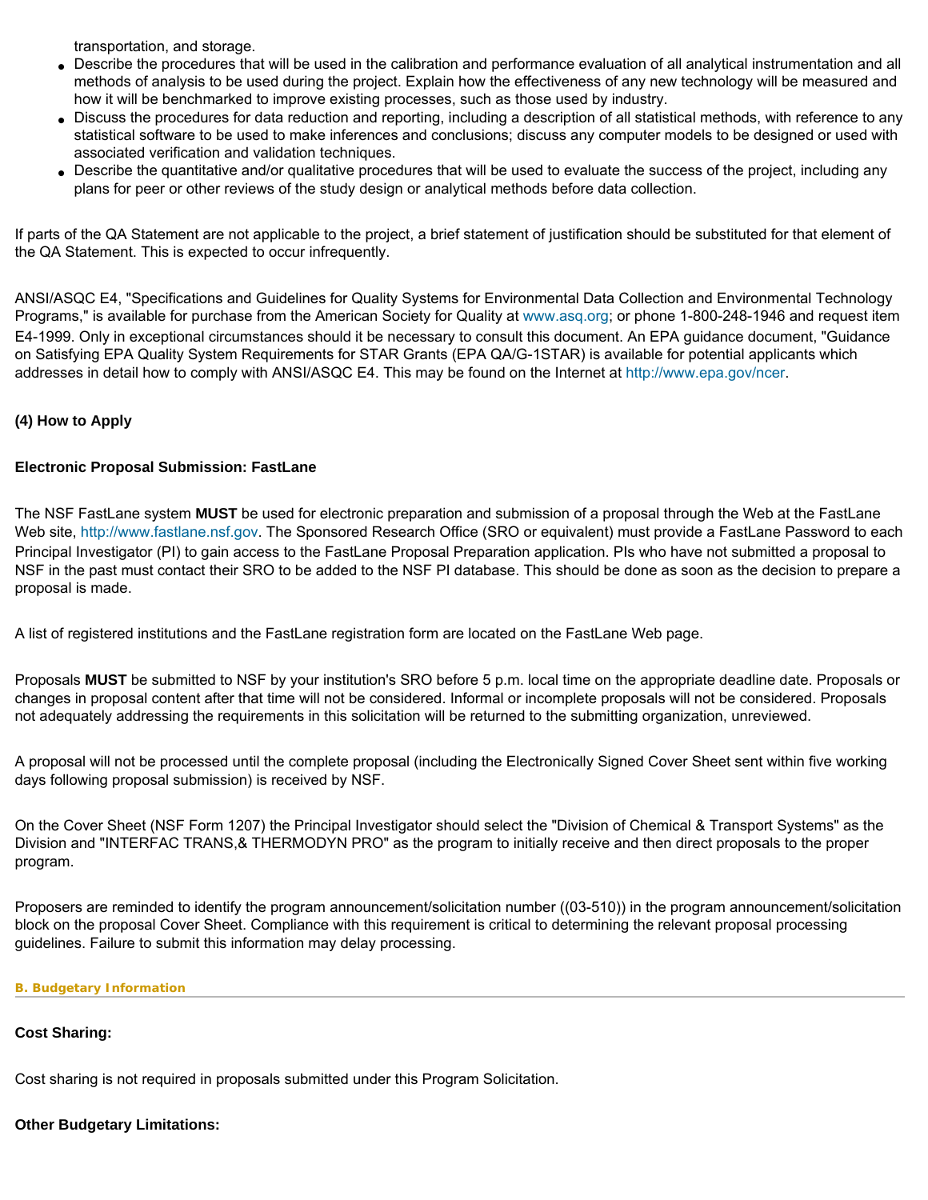transportation, and storage.

- Describe the procedures that will be used in the calibration and performance evaluation of all analytical instrumentation and all methods of analysis to be used during the project. Explain how the effectiveness of any new technology will be measured and how it will be benchmarked to improve existing processes, such as those used by industry.
- Discuss the procedures for data reduction and reporting, including a description of all statistical methods, with reference to any statistical software to be used to make inferences and conclusions; discuss any computer models to be designed or used with associated verification and validation techniques.
- Describe the quantitative and/or qualitative procedures that will be used to evaluate the success of the project, including any plans for peer or other reviews of the study design or analytical methods before data collection.

If parts of the QA Statement are not applicable to the project, a brief statement of justification should be substituted for that element of the QA Statement. This is expected to occur infrequently.

ANSI/ASQC E4, "Specifications and Guidelines for Quality Systems for Environmental Data Collection and Environmental Technology Programs," is available for purchase from the American Society for Quality at www.asq.org; or phone 1-800-248-1946 and request item E4-1999. Only in exceptional circumstances should it be necessary to consult this document. An EPA guidance document, "Guidance on Satisfying EPA Quality System Requirements for STAR Grants (EPA QA/G-1STAR) is available for potential applicants which addresses in detail how to comply with ANSI/ASQC E4. This may be found on the Internet at http://www.epa.gov/ncer.

**(4) How to Apply**

**Electronic Proposal Submission: FastLane**

The NSF FastLane system **MUST** be used for electronic preparation and submission of a proposal through the Web at the FastLane Web site, http://www.fastlane.nsf.gov. The Sponsored Research Office (SRO or equivalent) must provide a FastLane Password to each Principal Investigator (PI) to gain access to the FastLane Proposal Preparation application. PIs who have not submitted a proposal to NSF in the past must contact their SRO to be added to the NSF PI database. This should be done as soon as the decision to prepare a proposal is made.

A list of registered institutions and the FastLane registration form are located on the FastLane Web page.

Proposals **MUST** be submitted to NSF by your institution's SRO before 5 p.m. local time on the appropriate deadline date. Proposals or changes in proposal content after that time will not be considered. Informal or incomplete proposals will not be considered. Proposals not adequately addressing the requirements in this solicitation will be returned to the submitting organization, unreviewed.

A proposal will not be processed until the complete proposal (including the Electronically Signed Cover Sheet sent within five working days following proposal submission) is received by NSF.

On the Cover Sheet (NSF Form 1207) the Principal Investigator should select the "Division of Chemical & Transport Systems" as the Division and "INTERFAC TRANS,& THERMODYN PRO" as the program to initially receive and then direct proposals to the proper program.

Proposers are reminded to identify the program announcement/solicitation number ((03-510)) in the program announcement/solicitation block on the proposal Cover Sheet. Compliance with this requirement is critical to determining the relevant proposal processing guidelines. Failure to submit this information may delay processing.

## B. Budgetary Information

**Cost Sharing:**

Cost sharing is not required in proposals submitted under this Program Solicitation.

**Other Budgetary Limitations:**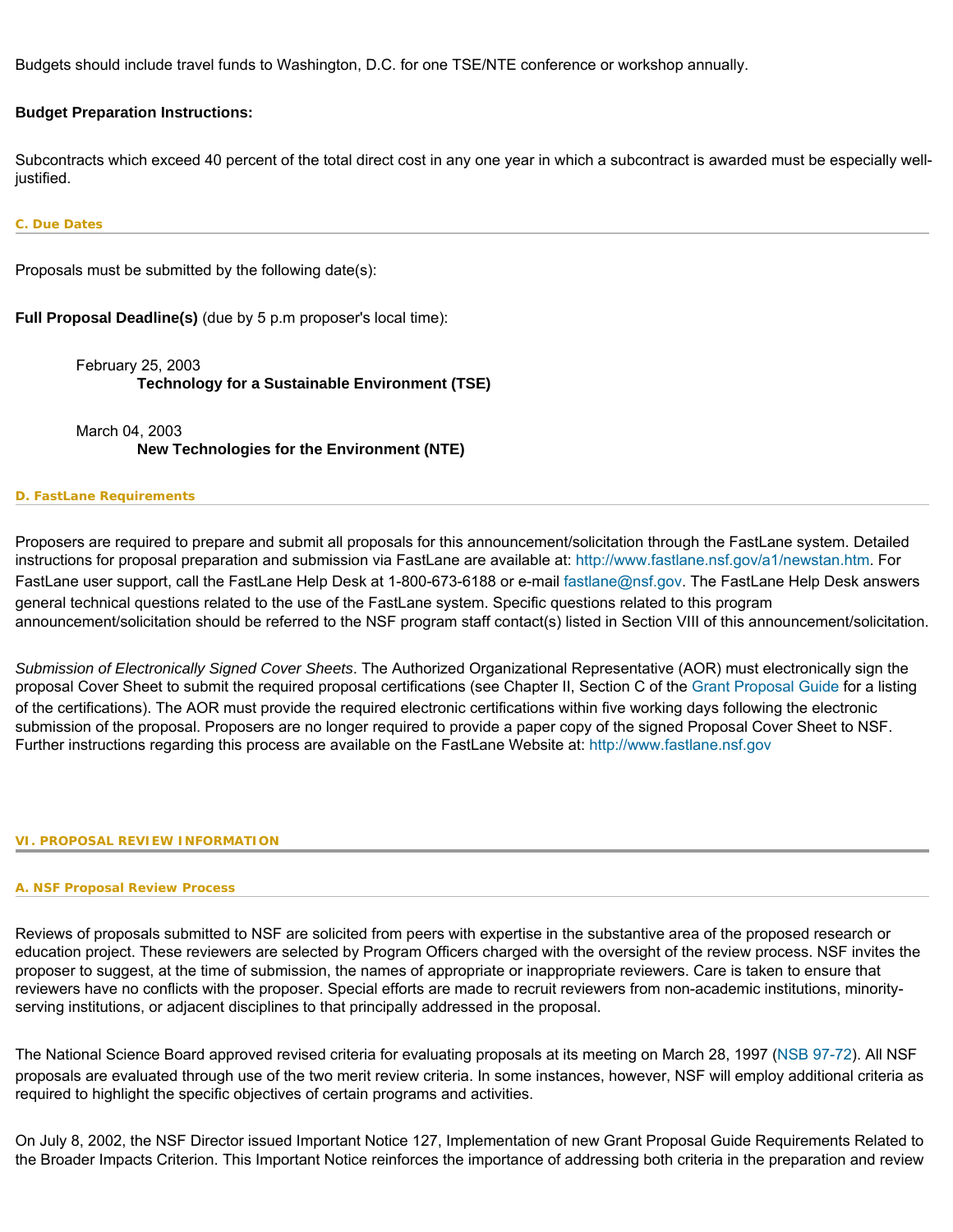Budgets should include travel funds to Washington, D.C. for one TSE/NTE conference or workshop annually.

**Budget Preparation Instructions:**

Subcontracts which exceed 40 percent of the total direct cost in any one year in which a subcontract is awarded must be especially well-justified.

#### C. Due Dates

Proposals must be submitted by the following date(s):

**Full Proposal Deadline(s)** (due by 5 p.m proposer's local time):

February 25, 2003
**Technology for a Sustainable Environment (TSE)**

March 04, 2003
**New Technologies for the Environment (NTE)**

#### D. FastLane Requirements

Proposers are required to prepare and submit all proposals for this announcement/solicitation through the FastLane system. Detailed instructions for proposal preparation and submission via FastLane are available at: http://www.fastlane.nsf.gov/a1/newstan.htm. For FastLane user support, call the FastLane Help Desk at 1-800-673-6188 or e-mail fastlane@nsf.gov. The FastLane Help Desk answers general technical questions related to the use of the FastLane system. Specific questions related to this program announcement/solicitation should be referred to the NSF program staff contact(s) listed in Section VIII of this announcement/solicitation.

*Submission of Electronically Signed Cover Sheets*. The Authorized Organizational Representative (AOR) must electronically sign the proposal Cover Sheet to submit the required proposal certifications (see Chapter II, Section C of the Grant Proposal Guide for a listing of the certifications). The AOR must provide the required electronic certifications within five working days following the electronic submission of the proposal. Proposers are no longer required to provide a paper copy of the signed Proposal Cover Sheet to NSF. Further instructions regarding this process are available on the FastLane Website at: http://www.fastlane.nsf.gov

## VI. PROPOSAL REVIEW INFORMATION

#### A. NSF Proposal Review Process

Reviews of proposals submitted to NSF are solicited from peers with expertise in the substantive area of the proposed research or education project. These reviewers are selected by Program Officers charged with the oversight of the review process. NSF invites the proposer to suggest, at the time of submission, the names of appropriate or inappropriate reviewers. Care is taken to ensure that reviewers have no conflicts with the proposer. Special efforts are made to recruit reviewers from non-academic institutions, minority-serving institutions, or adjacent disciplines to that principally addressed in the proposal.

The National Science Board approved revised criteria for evaluating proposals at its meeting on March 28, 1997 (NSB 97-72). All NSF proposals are evaluated through use of the two merit review criteria. In some instances, however, NSF will employ additional criteria as required to highlight the specific objectives of certain programs and activities.

On July 8, 2002, the NSF Director issued Important Notice 127, Implementation of new Grant Proposal Guide Requirements Related to the Broader Impacts Criterion. This Important Notice reinforces the importance of addressing both criteria in the preparation and review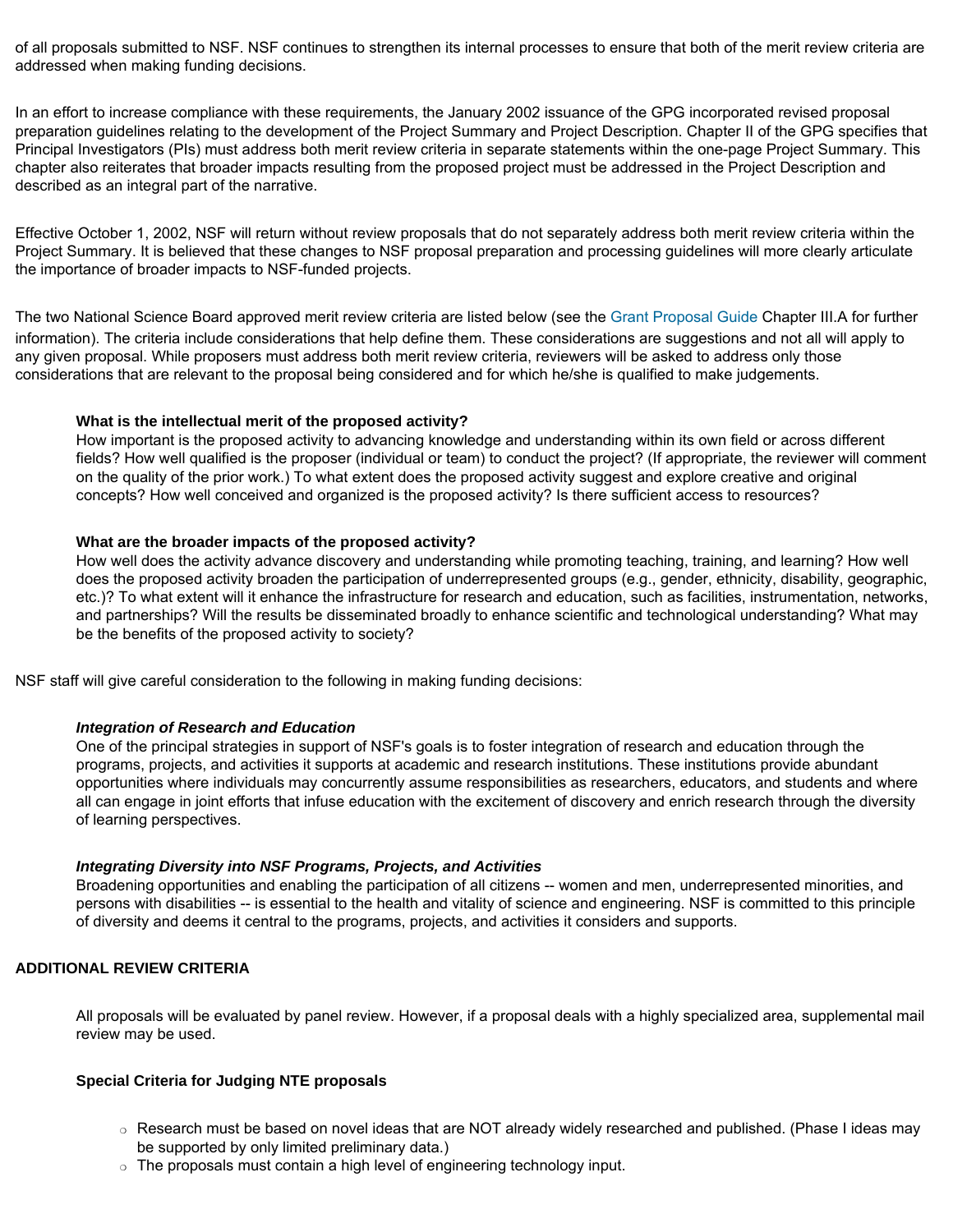of all proposals submitted to NSF. NSF continues to strengthen its internal processes to ensure that both of the merit review criteria are addressed when making funding decisions.

In an effort to increase compliance with these requirements, the January 2002 issuance of the GPG incorporated revised proposal preparation guidelines relating to the development of the Project Summary and Project Description. Chapter II of the GPG specifies that Principal Investigators (PIs) must address both merit review criteria in separate statements within the one-page Project Summary. This chapter also reiterates that broader impacts resulting from the proposed project must be addressed in the Project Description and described as an integral part of the narrative.

Effective October 1, 2002, NSF will return without review proposals that do not separately address both merit review criteria within the Project Summary. It is believed that these changes to NSF proposal preparation and processing guidelines will more clearly articulate the importance of broader impacts to NSF-funded projects.

The two National Science Board approved merit review criteria are listed below (see the Grant Proposal Guide Chapter III.A for further information). The criteria include considerations that help define them. These considerations are suggestions and not all will apply to any given proposal. While proposers must address both merit review criteria, reviewers will be asked to address only those considerations that are relevant to the proposal being considered and for which he/she is qualified to make judgements.

**What is the intellectual merit of the proposed activity?**
How important is the proposed activity to advancing knowledge and understanding within its own field or across different fields? How well qualified is the proposer (individual or team) to conduct the project? (If appropriate, the reviewer will comment on the quality of the prior work.) To what extent does the proposed activity suggest and explore creative and original concepts? How well conceived and organized is the proposed activity? Is there sufficient access to resources?

**What are the broader impacts of the proposed activity?**
How well does the activity advance discovery and understanding while promoting teaching, training, and learning? How well does the proposed activity broaden the participation of underrepresented groups (e.g., gender, ethnicity, disability, geographic, etc.)? To what extent will it enhance the infrastructure for research and education, such as facilities, instrumentation, networks, and partnerships? Will the results be disseminated broadly to enhance scientific and technological understanding? What may be the benefits of the proposed activity to society?

NSF staff will give careful consideration to the following in making funding decisions:

***Integration of Research and Education***
One of the principal strategies in support of NSF's goals is to foster integration of research and education through the programs, projects, and activities it supports at academic and research institutions. These institutions provide abundant opportunities where individuals may concurrently assume responsibilities as researchers, educators, and students and where all can engage in joint efforts that infuse education with the excitement of discovery and enrich research through the diversity of learning perspectives.

***Integrating Diversity into NSF Programs, Projects, and Activities***
Broadening opportunities and enabling the participation of all citizens -- women and men, underrepresented minorities, and persons with disabilities -- is essential to the health and vitality of science and engineering. NSF is committed to this principle of diversity and deems it central to the programs, projects, and activities it considers and supports.

**ADDITIONAL REVIEW CRITERIA**

All proposals will be evaluated by panel review. However, if a proposal deals with a highly specialized area, supplemental mail review may be used.

**Special Criteria for Judging NTE proposals**

- Research must be based on novel ideas that are NOT already widely researched and published. (Phase I ideas may be supported by only limited preliminary data.)
- The proposals must contain a high level of engineering technology input.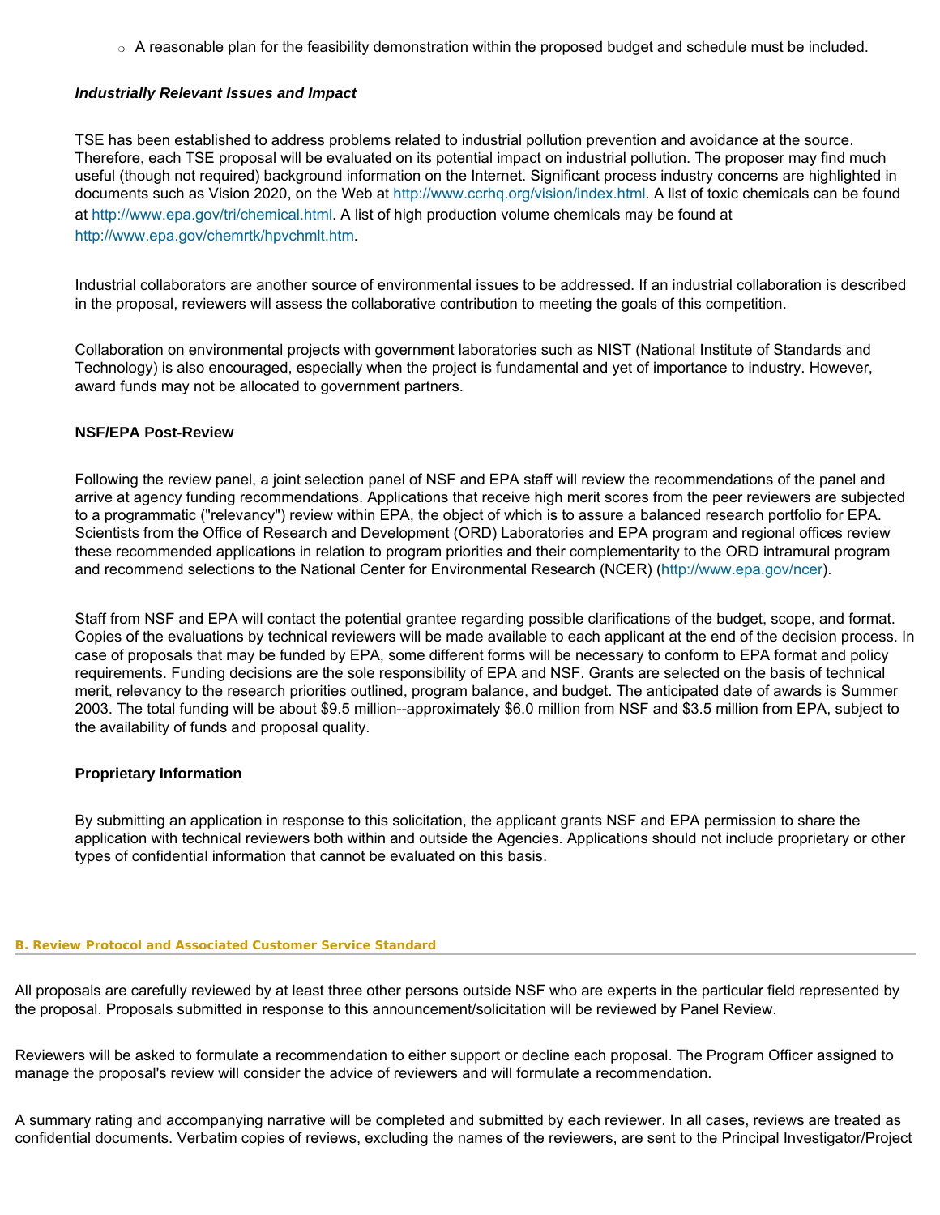- A reasonable plan for the feasibility demonstration within the proposed budget and schedule must be included.

***Industrially Relevant Issues and Impact***

TSE has been established to address problems related to industrial pollution prevention and avoidance at the source. Therefore, each TSE proposal will be evaluated on its potential impact on industrial pollution. The proposer may find much useful (though not required) background information on the Internet. Significant process industry concerns are highlighted in documents such as Vision 2020, on the Web at http://www.ccrhq.org/vision/index.html. A list of toxic chemicals can be found at http://www.epa.gov/tri/chemical.html. A list of high production volume chemicals may be found at http://www.epa.gov/chemrtk/hpvchmlt.htm.

Industrial collaborators are another source of environmental issues to be addressed. If an industrial collaboration is described in the proposal, reviewers will assess the collaborative contribution to meeting the goals of this competition.

Collaboration on environmental projects with government laboratories such as NIST (National Institute of Standards and Technology) is also encouraged, especially when the project is fundamental and yet of importance to industry. However, award funds may not be allocated to government partners.

**NSF/EPA Post-Review**

Following the review panel, a joint selection panel of NSF and EPA staff will review the recommendations of the panel and arrive at agency funding recommendations. Applications that receive high merit scores from the peer reviewers are subjected to a programmatic ("relevancy") review within EPA, the object of which is to assure a balanced research portfolio for EPA. Scientists from the Office of Research and Development (ORD) Laboratories and EPA program and regional offices review these recommended applications in relation to program priorities and their complementarity to the ORD intramural program and recommend selections to the National Center for Environmental Research (NCER) (http://www.epa.gov/ncer).

Staff from NSF and EPA will contact the potential grantee regarding possible clarifications of the budget, scope, and format. Copies of the evaluations by technical reviewers will be made available to each applicant at the end of the decision process. In case of proposals that may be funded by EPA, some different forms will be necessary to conform to EPA format and policy requirements. Funding decisions are the sole responsibility of EPA and NSF. Grants are selected on the basis of technical merit, relevancy to the research priorities outlined, program balance, and budget. The anticipated date of awards is Summer 2003. The total funding will be about $9.5 million--approximately $6.0 million from NSF and $3.5 million from EPA, subject to the availability of funds and proposal quality.

**Proprietary Information**

By submitting an application in response to this solicitation, the applicant grants NSF and EPA permission to share the application with technical reviewers both within and outside the Agencies. Applications should not include proprietary or other types of confidential information that cannot be evaluated on this basis.

#### B. Review Protocol and Associated Customer Service Standard

All proposals are carefully reviewed by at least three other persons outside NSF who are experts in the particular field represented by the proposal. Proposals submitted in response to this announcement/solicitation will be reviewed by Panel Review.

Reviewers will be asked to formulate a recommendation to either support or decline each proposal. The Program Officer assigned to manage the proposal's review will consider the advice of reviewers and will formulate a recommendation.

A summary rating and accompanying narrative will be completed and submitted by each reviewer. In all cases, reviews are treated as confidential documents. Verbatim copies of reviews, excluding the names of the reviewers, are sent to the Principal Investigator/Project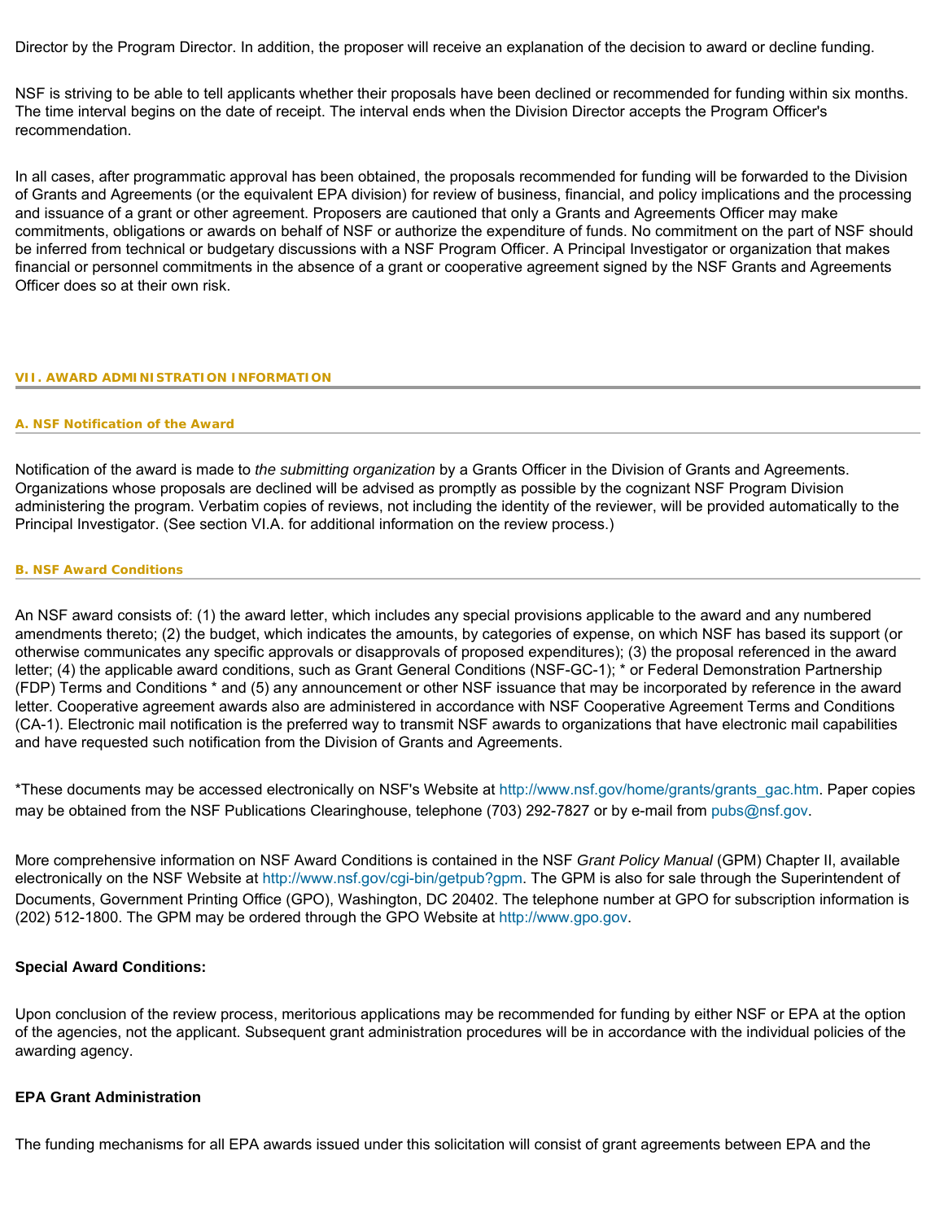Director by the Program Director. In addition, the proposer will receive an explanation of the decision to award or decline funding.

NSF is striving to be able to tell applicants whether their proposals have been declined or recommended for funding within six months. The time interval begins on the date of receipt. The interval ends when the Division Director accepts the Program Officer's recommendation.

In all cases, after programmatic approval has been obtained, the proposals recommended for funding will be forwarded to the Division of Grants and Agreements (or the equivalent EPA division) for review of business, financial, and policy implications and the processing and issuance of a grant or other agreement. Proposers are cautioned that only a Grants and Agreements Officer may make commitments, obligations or awards on behalf of NSF or authorize the expenditure of funds. No commitment on the part of NSF should be inferred from technical or budgetary discussions with a NSF Program Officer. A Principal Investigator or organization that makes financial or personnel commitments in the absence of a grant or cooperative agreement signed by the NSF Grants and Agreements Officer does so at their own risk.

## VII. AWARD ADMINISTRATION INFORMATION

### A. NSF Notification of the Award

Notification of the award is made to *the submitting organization* by a Grants Officer in the Division of Grants and Agreements. Organizations whose proposals are declined will be advised as promptly as possible by the cognizant NSF Program Division administering the program. Verbatim copies of reviews, not including the identity of the reviewer, will be provided automatically to the Principal Investigator. (See section VI.A. for additional information on the review process.)

### B. NSF Award Conditions

An NSF award consists of: (1) the award letter, which includes any special provisions applicable to the award and any numbered amendments thereto; (2) the budget, which indicates the amounts, by categories of expense, on which NSF has based its support (or otherwise communicates any specific approvals or disapprovals of proposed expenditures); (3) the proposal referenced in the award letter; (4) the applicable award conditions, such as Grant General Conditions (NSF-GC-1); * or Federal Demonstration Partnership (FDP) Terms and Conditions * and (5) any announcement or other NSF issuance that may be incorporated by reference in the award letter. Cooperative agreement awards also are administered in accordance with NSF Cooperative Agreement Terms and Conditions (CA-1). Electronic mail notification is the preferred way to transmit NSF awards to organizations that have electronic mail capabilities and have requested such notification from the Division of Grants and Agreements.

*These documents may be accessed electronically on NSF's Website at http://www.nsf.gov/home/grants/grants_gac.htm. Paper copies may be obtained from the NSF Publications Clearinghouse, telephone (703) 292-7827 or by e-mail from pubs@nsf.gov.

More comprehensive information on NSF Award Conditions is contained in the NSF *Grant Policy Manual* (GPM) Chapter II, available electronically on the NSF Website at http://www.nsf.gov/cgi-bin/getpub?gpm. The GPM is also for sale through the Superintendent of Documents, Government Printing Office (GPO), Washington, DC 20402. The telephone number at GPO for subscription information is (202) 512-1800. The GPM may be ordered through the GPO Website at http://www.gpo.gov.

**Special Award Conditions:**

Upon conclusion of the review process, meritorious applications may be recommended for funding by either NSF or EPA at the option of the agencies, not the applicant. Subsequent grant administration procedures will be in accordance with the individual policies of the awarding agency.

**EPA Grant Administration**

The funding mechanisms for all EPA awards issued under this solicitation will consist of grant agreements between EPA and the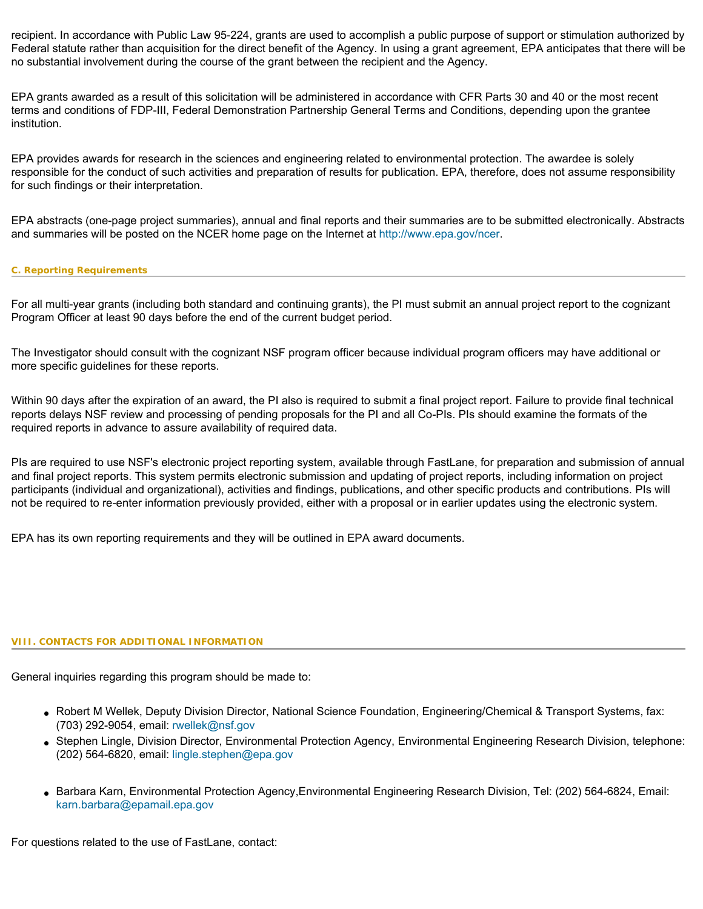recipient. In accordance with Public Law 95-224, grants are used to accomplish a public purpose of support or stimulation authorized by Federal statute rather than acquisition for the direct benefit of the Agency. In using a grant agreement, EPA anticipates that there will be no substantial involvement during the course of the grant between the recipient and the Agency.

EPA grants awarded as a result of this solicitation will be administered in accordance with CFR Parts 30 and 40 or the most recent terms and conditions of FDP-III, Federal Demonstration Partnership General Terms and Conditions, depending upon the grantee institution.

EPA provides awards for research in the sciences and engineering related to environmental protection. The awardee is solely responsible for the conduct of such activities and preparation of results for publication. EPA, therefore, does not assume responsibility for such findings or their interpretation.

EPA abstracts (one-page project summaries), annual and final reports and their summaries are to be submitted electronically. Abstracts and summaries will be posted on the NCER home page on the Internet at http://www.epa.gov/ncer.

### C. Reporting Requirements

For all multi-year grants (including both standard and continuing grants), the PI must submit an annual project report to the cognizant Program Officer at least 90 days before the end of the current budget period.

The Investigator should consult with the cognizant NSF program officer because individual program officers may have additional or more specific guidelines for these reports.

Within 90 days after the expiration of an award, the PI also is required to submit a final project report. Failure to provide final technical reports delays NSF review and processing of pending proposals for the PI and all Co-PIs. PIs should examine the formats of the required reports in advance to assure availability of required data.

PIs are required to use NSF's electronic project reporting system, available through FastLane, for preparation and submission of annual and final project reports. This system permits electronic submission and updating of project reports, including information on project participants (individual and organizational), activities and findings, publications, and other specific products and contributions. PIs will not be required to re-enter information previously provided, either with a proposal or in earlier updates using the electronic system.

EPA has its own reporting requirements and they will be outlined in EPA award documents.

## VIII. CONTACTS FOR ADDITIONAL INFORMATION

General inquiries regarding this program should be made to:

- Robert M Wellek, Deputy Division Director, National Science Foundation, Engineering/Chemical & Transport Systems, fax: (703) 292-9054, email: rwellek@nsf.gov
- Stephen Lingle, Division Director, Environmental Protection Agency, Environmental Engineering Research Division, telephone: (202) 564-6820, email: lingle.stephen@epa.gov
- Barbara Karn, Environmental Protection Agency,Environmental Engineering Research Division, Tel: (202) 564-6824, Email: karn.barbara@epamail.epa.gov

For questions related to the use of FastLane, contact: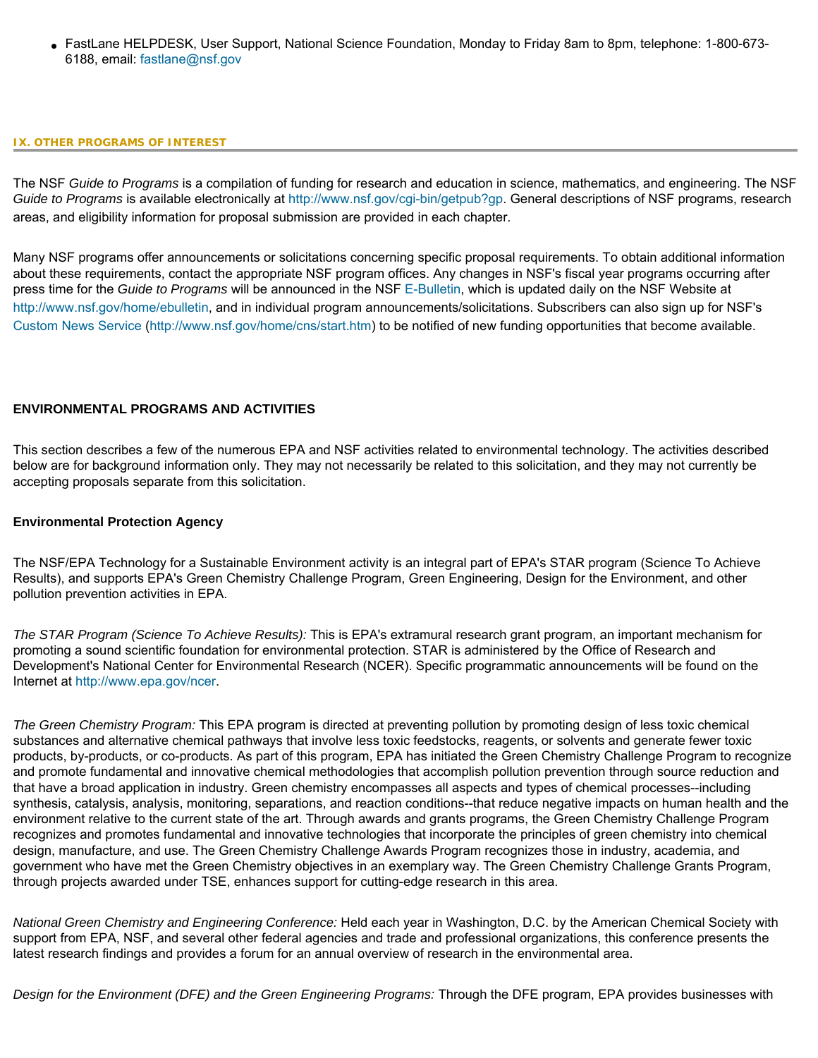- FastLane HELPDESK, User Support, National Science Foundation, Monday to Friday 8am to 8pm, telephone: 1-800-673-6188, email: fastlane@nsf.gov

## IX. OTHER PROGRAMS OF INTEREST

The NSF *Guide to Programs* is a compilation of funding for research and education in science, mathematics, and engineering. The NSF *Guide to Programs* is available electronically at http://www.nsf.gov/cgi-bin/getpub?gp. General descriptions of NSF programs, research areas, and eligibility information for proposal submission are provided in each chapter.

Many NSF programs offer announcements or solicitations concerning specific proposal requirements. To obtain additional information about these requirements, contact the appropriate NSF program offices. Any changes in NSF's fiscal year programs occurring after press time for the *Guide to Programs* will be announced in the NSF E-Bulletin, which is updated daily on the NSF Website at http://www.nsf.gov/home/ebulletin, and in individual program announcements/solicitations. Subscribers can also sign up for NSF's Custom News Service (http://www.nsf.gov/home/cns/start.htm) to be notified of new funding opportunities that become available.

### ENVIRONMENTAL PROGRAMS AND ACTIVITIES

This section describes a few of the numerous EPA and NSF activities related to environmental technology. The activities described below are for background information only. They may not necessarily be related to this solicitation, and they may not currently be accepting proposals separate from this solicitation.

#### Environmental Protection Agency

The NSF/EPA Technology for a Sustainable Environment activity is an integral part of EPA's STAR program (Science To Achieve Results), and supports EPA's Green Chemistry Challenge Program, Green Engineering, Design for the Environment, and other pollution prevention activities in EPA.

*The STAR Program (Science To Achieve Results):* This is EPA's extramural research grant program, an important mechanism for promoting a sound scientific foundation for environmental protection. STAR is administered by the Office of Research and Development's National Center for Environmental Research (NCER). Specific programmatic announcements will be found on the Internet at http://www.epa.gov/ncer.

*The Green Chemistry Program:* This EPA program is directed at preventing pollution by promoting design of less toxic chemical substances and alternative chemical pathways that involve less toxic feedstocks, reagents, or solvents and generate fewer toxic products, by-products, or co-products. As part of this program, EPA has initiated the Green Chemistry Challenge Program to recognize and promote fundamental and innovative chemical methodologies that accomplish pollution prevention through source reduction and that have a broad application in industry. Green chemistry encompasses all aspects and types of chemical processes--including synthesis, catalysis, analysis, monitoring, separations, and reaction conditions--that reduce negative impacts on human health and the environment relative to the current state of the art. Through awards and grants programs, the Green Chemistry Challenge Program recognizes and promotes fundamental and innovative technologies that incorporate the principles of green chemistry into chemical design, manufacture, and use. The Green Chemistry Challenge Awards Program recognizes those in industry, academia, and government who have met the Green Chemistry objectives in an exemplary way. The Green Chemistry Challenge Grants Program, through projects awarded under TSE, enhances support for cutting-edge research in this area.

*National Green Chemistry and Engineering Conference:* Held each year in Washington, D.C. by the American Chemical Society with support from EPA, NSF, and several other federal agencies and trade and professional organizations, this conference presents the latest research findings and provides a forum for an annual overview of research in the environmental area.

*Design for the Environment (DFE) and the Green Engineering Programs:* Through the DFE program, EPA provides businesses with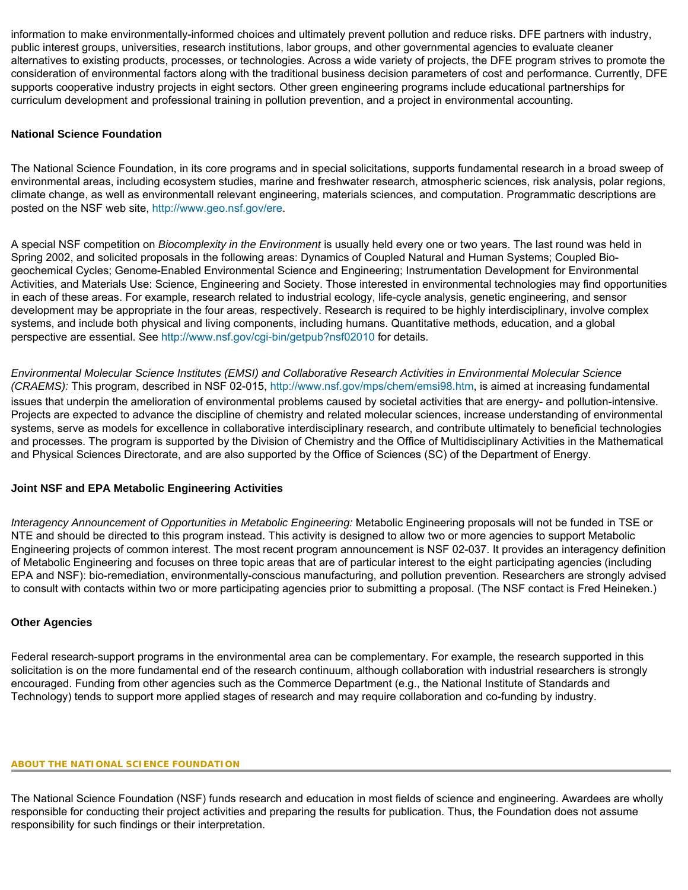information to make environmentally-informed choices and ultimately prevent pollution and reduce risks. DFE partners with industry, public interest groups, universities, research institutions, labor groups, and other governmental agencies to evaluate cleaner alternatives to existing products, processes, or technologies. Across a wide variety of projects, the DFE program strives to promote the consideration of environmental factors along with the traditional business decision parameters of cost and performance. Currently, DFE supports cooperative industry projects in eight sectors. Other green engineering programs include educational partnerships for curriculum development and professional training in pollution prevention, and a project in environmental accounting.

**National Science Foundation**

The National Science Foundation, in its core programs and in special solicitations, supports fundamental research in a broad sweep of environmental areas, including ecosystem studies, marine and freshwater research, atmospheric sciences, risk analysis, polar regions, climate change, as well as environmentall relevant engineering, materials sciences, and computation. Programmatic descriptions are posted on the NSF web site, http://www.geo.nsf.gov/ere.

A special NSF competition on *Biocomplexity in the Environment* is usually held every one or two years. The last round was held in Spring 2002, and solicited proposals in the following areas: Dynamics of Coupled Natural and Human Systems; Coupled Bio-geochemical Cycles; Genome-Enabled Environmental Science and Engineering; Instrumentation Development for Environmental Activities, and Materials Use: Science, Engineering and Society. Those interested in environmental technologies may find opportunities in each of these areas. For example, research related to industrial ecology, life-cycle analysis, genetic engineering, and sensor development may be appropriate in the four areas, respectively. Research is required to be highly interdisciplinary, involve complex systems, and include both physical and living components, including humans. Quantitative methods, education, and a global perspective are essential. See http://www.nsf.gov/cgi-bin/getpub?nsf02010 for details.

*Environmental Molecular Science Institutes (EMSI) and Collaborative Research Activities in Environmental Molecular Science (CRAEMS):* This program, described in NSF 02-015, http://www.nsf.gov/mps/chem/emsi98.htm, is aimed at increasing fundamental issues that underpin the amelioration of environmental problems caused by societal activities that are energy- and pollution-intensive. Projects are expected to advance the discipline of chemistry and related molecular sciences, increase understanding of environmental systems, serve as models for excellence in collaborative interdisciplinary research, and contribute ultimately to beneficial technologies and processes. The program is supported by the Division of Chemistry and the Office of Multidisciplinary Activities in the Mathematical and Physical Sciences Directorate, and are also supported by the Office of Sciences (SC) of the Department of Energy.

**Joint NSF and EPA Metabolic Engineering Activities**

*Interagency Announcement of Opportunities in Metabolic Engineering:* Metabolic Engineering proposals will not be funded in TSE or NTE and should be directed to this program instead. This activity is designed to allow two or more agencies to support Metabolic Engineering projects of common interest. The most recent program announcement is NSF 02-037. It provides an interagency definition of Metabolic Engineering and focuses on three topic areas that are of particular interest to the eight participating agencies (including EPA and NSF): bio-remediation, environmentally-conscious manufacturing, and pollution prevention. Researchers are strongly advised to consult with contacts within two or more participating agencies prior to submitting a proposal. (The NSF contact is Fred Heineken.)

**Other Agencies**

Federal research-support programs in the environmental area can be complementary. For example, the research supported in this solicitation is on the more fundamental end of the research continuum, although collaboration with industrial researchers is strongly encouraged. Funding from other agencies such as the Commerce Department (e.g., the National Institute of Standards and Technology) tends to support more applied stages of research and may require collaboration and co-funding by industry.

## ABOUT THE NATIONAL SCIENCE FOUNDATION

The National Science Foundation (NSF) funds research and education in most fields of science and engineering. Awardees are wholly responsible for conducting their project activities and preparing the results for publication. Thus, the Foundation does not assume responsibility for such findings or their interpretation.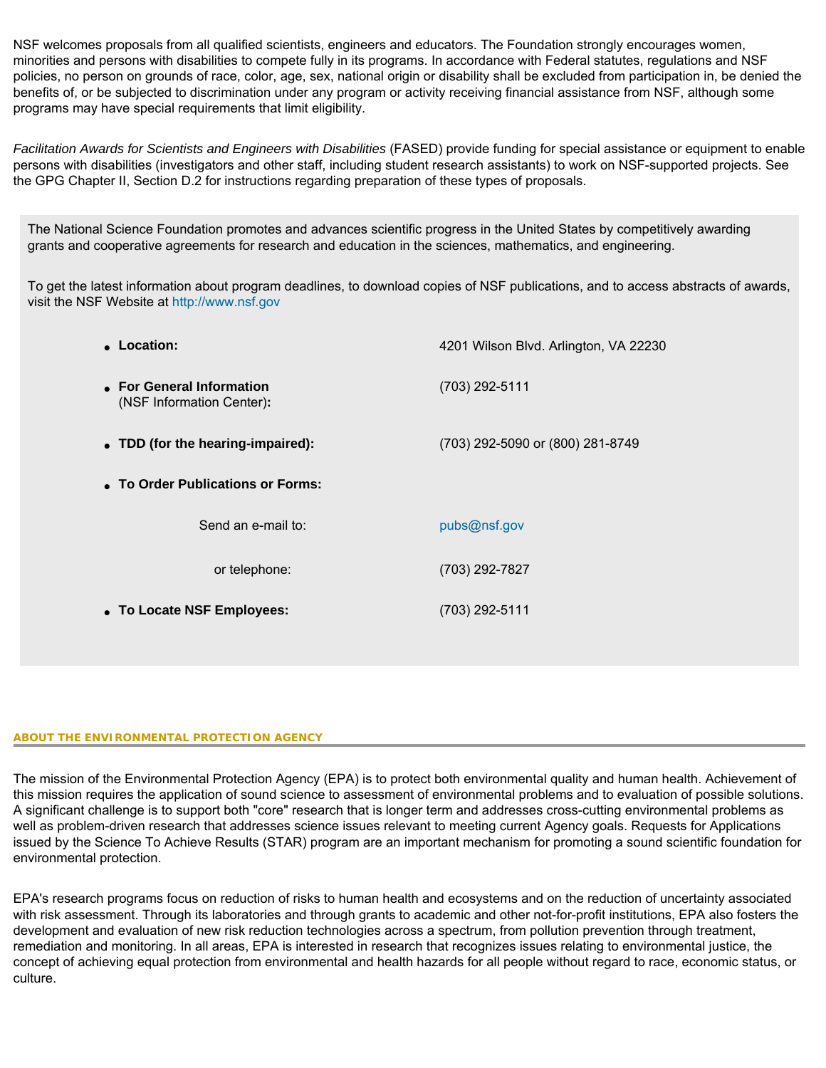NSF welcomes proposals from all qualified scientists, engineers and educators. The Foundation strongly encourages women, minorities and persons with disabilities to compete fully in its programs. In accordance with Federal statutes, regulations and NSF policies, no person on grounds of race, color, age, sex, national origin or disability shall be excluded from participation in, be denied the benefits of, or be subjected to discrimination under any program or activity receiving financial assistance from NSF, although some programs may have special requirements that limit eligibility.

*Facilitation Awards for Scientists and Engineers with Disabilities* (FASED) provide funding for special assistance or equipment to enable persons with disabilities (investigators and other staff, including student research assistants) to work on NSF-supported projects. See the GPG Chapter II, Section D.2 for instructions regarding preparation of these types of proposals.

The National Science Foundation promotes and advances scientific progress in the United States by competitively awarding grants and cooperative agreements for research and education in the sciences, mathematics, and engineering.

To get the latest information about program deadlines, to download copies of NSF publications, and to access abstracts of awards, visit the NSF Website at http://www.nsf.gov

- **Location:** 4201 Wilson Blvd. Arlington, VA 22230
- **For General Information** (NSF Information Center)**:** (703) 292-5111
- **TDD (for the hearing-impaired):** (703) 292-5090 or (800) 281-8749
- **To Order Publications or Forms:**
  - Send an e-mail to: pubs@nsf.gov
  - or telephone: (703) 292-7827
- **To Locate NSF Employees:** (703) 292-5111

## ABOUT THE ENVIRONMENTAL PROTECTION AGENCY

The mission of the Environmental Protection Agency (EPA) is to protect both environmental quality and human health. Achievement of this mission requires the application of sound science to assessment of environmental problems and to evaluation of possible solutions. A significant challenge is to support both "core" research that is longer term and addresses cross-cutting environmental problems as well as problem-driven research that addresses science issues relevant to meeting current Agency goals. Requests for Applications issued by the Science To Achieve Results (STAR) program are an important mechanism for promoting a sound scientific foundation for environmental protection.

EPA's research programs focus on reduction of risks to human health and ecosystems and on the reduction of uncertainty associated with risk assessment. Through its laboratories and through grants to academic and other not-for-profit institutions, EPA also fosters the development and evaluation of new risk reduction technologies across a spectrum, from pollution prevention through treatment, remediation and monitoring. In all areas, EPA is interested in research that recognizes issues relating to environmental justice, the concept of achieving equal protection from environmental and health hazards for all people without regard to race, economic status, or culture.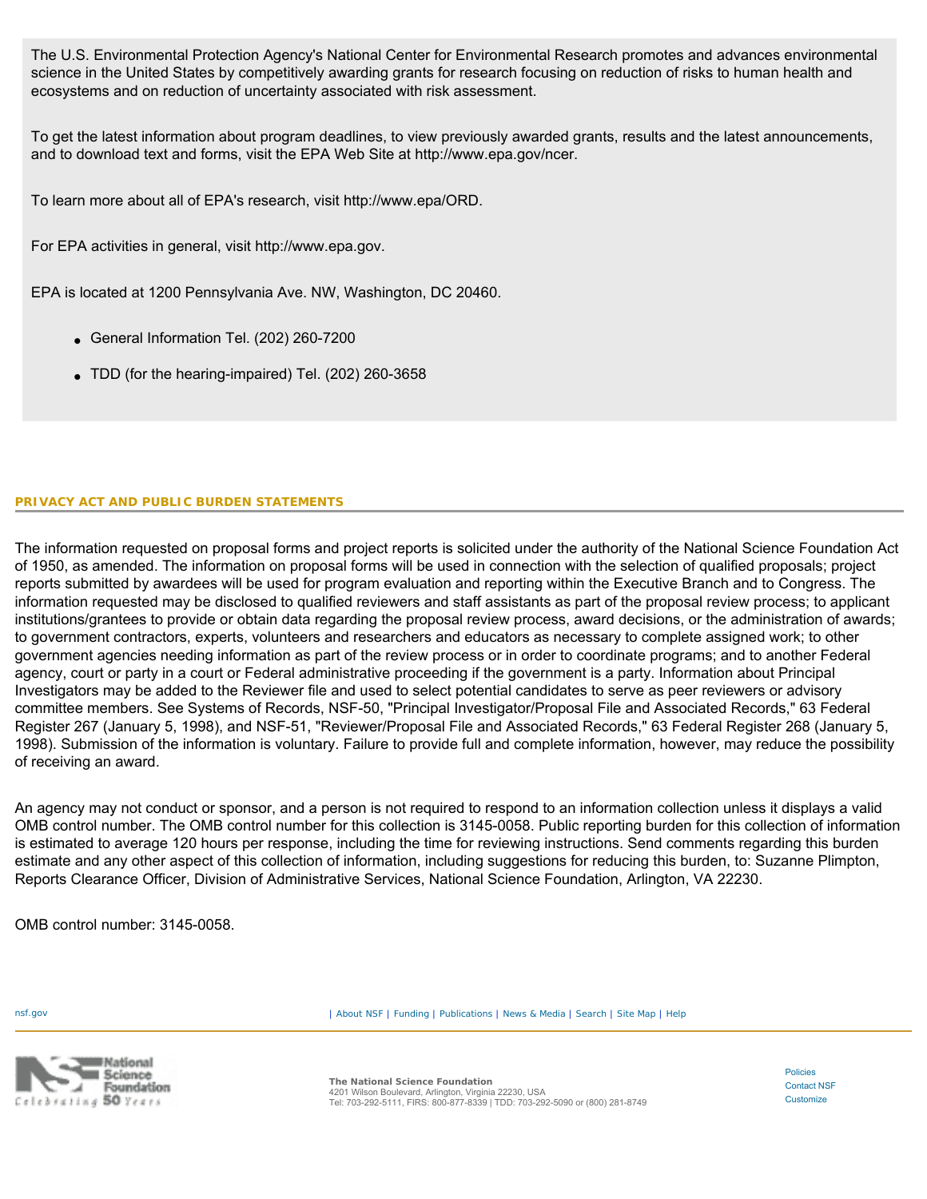The U.S. Environmental Protection Agency's National Center for Environmental Research promotes and advances environmental science in the United States by competitively awarding grants for research focusing on reduction of risks to human health and ecosystems and on reduction of uncertainty associated with risk assessment.

To get the latest information about program deadlines, to view previously awarded grants, results and the latest announcements, and to download text and forms, visit the EPA Web Site at http://www.epa.gov/ncer.

To learn more about all of EPA's research, visit http://www.epa/ORD.

For EPA activities in general, visit http://www.epa.gov.

EPA is located at 1200 Pennsylvania Ave. NW, Washington, DC 20460.

- General Information Tel. (202) 260-7200
- TDD (for the hearing-impaired) Tel. (202) 260-3658

## PRIVACY ACT AND PUBLIC BURDEN STATEMENTS

The information requested on proposal forms and project reports is solicited under the authority of the National Science Foundation Act of 1950, as amended. The information on proposal forms will be used in connection with the selection of qualified proposals; project reports submitted by awardees will be used for program evaluation and reporting within the Executive Branch and to Congress. The information requested may be disclosed to qualified reviewers and staff assistants as part of the proposal review process; to applicant institutions/grantees to provide or obtain data regarding the proposal review process, award decisions, or the administration of awards; to government contractors, experts, volunteers and researchers and educators as necessary to complete assigned work; to other government agencies needing information as part of the review process or in order to coordinate programs; and to another Federal agency, court or party in a court or Federal administrative proceeding if the government is a party. Information about Principal Investigators may be added to the Reviewer file and used to select potential candidates to serve as peer reviewers or advisory committee members. See Systems of Records, NSF-50, "Principal Investigator/Proposal File and Associated Records," 63 Federal Register 267 (January 5, 1998), and NSF-51, "Reviewer/Proposal File and Associated Records," 63 Federal Register 268 (January 5, 1998). Submission of the information is voluntary. Failure to provide full and complete information, however, may reduce the possibility of receiving an award.

An agency may not conduct or sponsor, and a person is not required to respond to an information collection unless it displays a valid OMB control number. The OMB control number for this collection is 3145-0058. Public reporting burden for this collection of information is estimated to average 120 hours per response, including the time for reviewing instructions. Send comments regarding this burden estimate and any other aspect of this collection of information, including suggestions for reducing this burden, to: Suzanne Plimpton, Reports Clearance Officer, Division of Administrative Services, National Science Foundation, Arlington, VA 22230.

OMB control number: 3145-0058.

nsf.gov | About NSF | Funding | Publications | News & Media | Search | Site Map | Help

National Science Foundation Celebrating 50 Years

**The National Science Foundation**
4201 Wilson Boulevard, Arlington, Virginia 22230, USA
Tel: 703-292-5111, FIRS: 800-877-8339 | TDD: 703-292-5090 or (800) 281-8749

Policies
Contact NSF
Customize